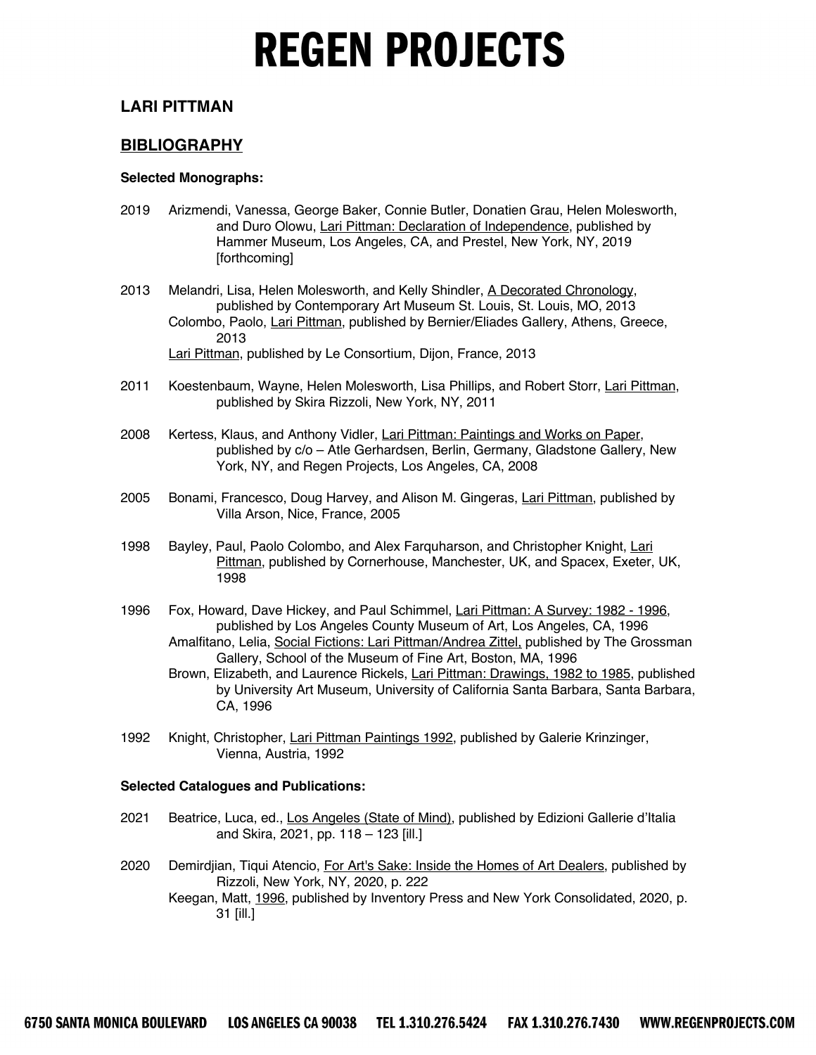# REGEN PROJECTS

## LARI PITTMAN

## BIBLIOGRAPHY

**Selected Monographs:**

2019 Arizmendi, Vanessa, George Baker, Connie Butler, Donatien Grau, Helen Molesworth, and Duro Olowu, Lari Pittman: Declaration of Independence, published by Hammer Museum, Los Angeles, CA, and Prestel, New York, NY, 2019 [forthcoming]

2013 Melandri, Lisa, Helen Molesworth, and Kelly Shindler, A Decorated Chronology, published by Contemporary Art Museum St. Louis, St. Louis, MO, 2013
Colombo, Paolo, Lari Pittman, published by Bernier/Eliades Gallery, Athens, Greece, 2013
Lari Pittman, published by Le Consortium, Dijon, France, 2013

2011 Koestenbaum, Wayne, Helen Molesworth, Lisa Phillips, and Robert Storr, Lari Pittman, published by Skira Rizzoli, New York, NY, 2011

2008 Kertess, Klaus, and Anthony Vidler, Lari Pittman: Paintings and Works on Paper, published by c/o – Atle Gerhardsen, Berlin, Germany, Gladstone Gallery, New York, NY, and Regen Projects, Los Angeles, CA, 2008

2005 Bonami, Francesco, Doug Harvey, and Alison M. Gingeras, Lari Pittman, published by Villa Arson, Nice, France, 2005

1998 Bayley, Paul, Paolo Colombo, and Alex Farquharson, and Christopher Knight, Lari Pittman, published by Cornerhouse, Manchester, UK, and Spacex, Exeter, UK, 1998

1996 Fox, Howard, Dave Hickey, and Paul Schimmel, Lari Pittman: A Survey: 1982 - 1996, published by Los Angeles County Museum of Art, Los Angeles, CA, 1996
Amalfitano, Lelia, Social Fictions: Lari Pittman/Andrea Zittel, published by The Grossman Gallery, School of the Museum of Fine Art, Boston, MA, 1996
Brown, Elizabeth, and Laurence Rickels, Lari Pittman: Drawings, 1982 to 1985, published by University Art Museum, University of California Santa Barbara, Santa Barbara, CA, 1996

1992 Knight, Christopher, Lari Pittman Paintings 1992, published by Galerie Krinzinger, Vienna, Austria, 1992

**Selected Catalogues and Publications:**

2021 Beatrice, Luca, ed., Los Angeles (State of Mind), published by Edizioni Gallerie d'Italia and Skira, 2021, pp. 118 – 123 [ill.]

2020 Demirdjian, Tiqui Atencio, For Art's Sake: Inside the Homes of Art Dealers, published by Rizzoli, New York, NY, 2020, p. 222
Keegan, Matt, 1996, published by Inventory Press and New York Consolidated, 2020, p. 31 [ill.]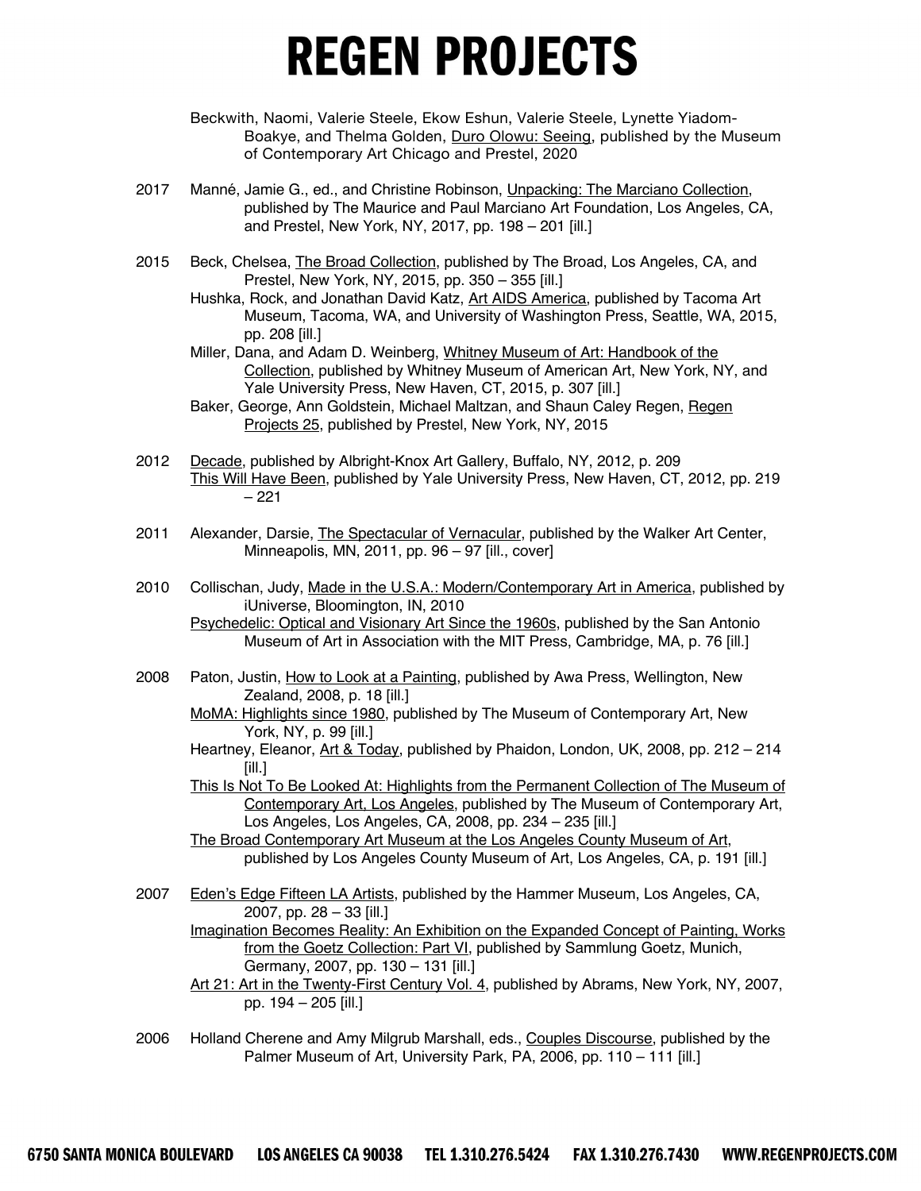Beckwith, Naomi, Valerie Steele, Ekow Eshun, Valerie Steele, Lynette Yiadom-Boakye, and Thelma Golden, Duro Olowu: Seeing, published by the Museum of Contemporary Art Chicago and Prestel, 2020

2017 Manné, Jamie G., ed., and Christine Robinson, Unpacking: The Marciano Collection, published by The Maurice and Paul Marciano Art Foundation, Los Angeles, CA, and Prestel, New York, NY, 2017, pp. 198 – 201 [ill.]

2015 Beck, Chelsea, The Broad Collection, published by The Broad, Los Angeles, CA, and Prestel, New York, NY, 2015, pp. 350 – 355 [ill.]

Hushka, Rock, and Jonathan David Katz, Art AIDS America, published by Tacoma Art Museum, Tacoma, WA, and University of Washington Press, Seattle, WA, 2015, pp. 208 [ill.]

Miller, Dana, and Adam D. Weinberg, Whitney Museum of Art: Handbook of the Collection, published by Whitney Museum of American Art, New York, NY, and Yale University Press, New Haven, CT, 2015, p. 307 [ill.]

Baker, George, Ann Goldstein, Michael Maltzan, and Shaun Caley Regen, Regen Projects 25, published by Prestel, New York, NY, 2015

2012 Decade, published by Albright-Knox Art Gallery, Buffalo, NY, 2012, p. 209

This Will Have Been, published by Yale University Press, New Haven, CT, 2012, pp. 219 – 221

2011 Alexander, Darsie, The Spectacular of Vernacular, published by the Walker Art Center, Minneapolis, MN, 2011, pp. 96 – 97 [ill., cover]

2010 Collischan, Judy, Made in the U.S.A.: Modern/Contemporary Art in America, published by iUniverse, Bloomington, IN, 2010

Psychedelic: Optical and Visionary Art Since the 1960s, published by the San Antonio Museum of Art in Association with the MIT Press, Cambridge, MA, p. 76 [ill.]

2008 Paton, Justin, How to Look at a Painting, published by Awa Press, Wellington, New Zealand, 2008, p. 18 [ill.]

MoMA: Highlights since 1980, published by The Museum of Contemporary Art, New York, NY, p. 99 [ill.]

Heartney, Eleanor, Art & Today, published by Phaidon, London, UK, 2008, pp. 212 – 214 [ill.]

This Is Not To Be Looked At: Highlights from the Permanent Collection of The Museum of Contemporary Art, Los Angeles, published by The Museum of Contemporary Art, Los Angeles, Los Angeles, CA, 2008, pp. 234 – 235 [ill.]

The Broad Contemporary Art Museum at the Los Angeles County Museum of Art, published by Los Angeles County Museum of Art, Los Angeles, CA, p. 191 [ill.]

2007 Eden's Edge Fifteen LA Artists, published by the Hammer Museum, Los Angeles, CA, 2007, pp. 28 – 33 [ill.]

Imagination Becomes Reality: An Exhibition on the Expanded Concept of Painting, Works from the Goetz Collection: Part VI, published by Sammlung Goetz, Munich, Germany, 2007, pp. 130 – 131 [ill.]

Art 21: Art in the Twenty-First Century Vol. 4, published by Abrams, New York, NY, 2007, pp. 194 – 205 [ill.]

2006 Holland Cherene and Amy Milgrub Marshall, eds., Couples Discourse, published by the Palmer Museum of Art, University Park, PA, 2006, pp. 110 – 111 [ill.]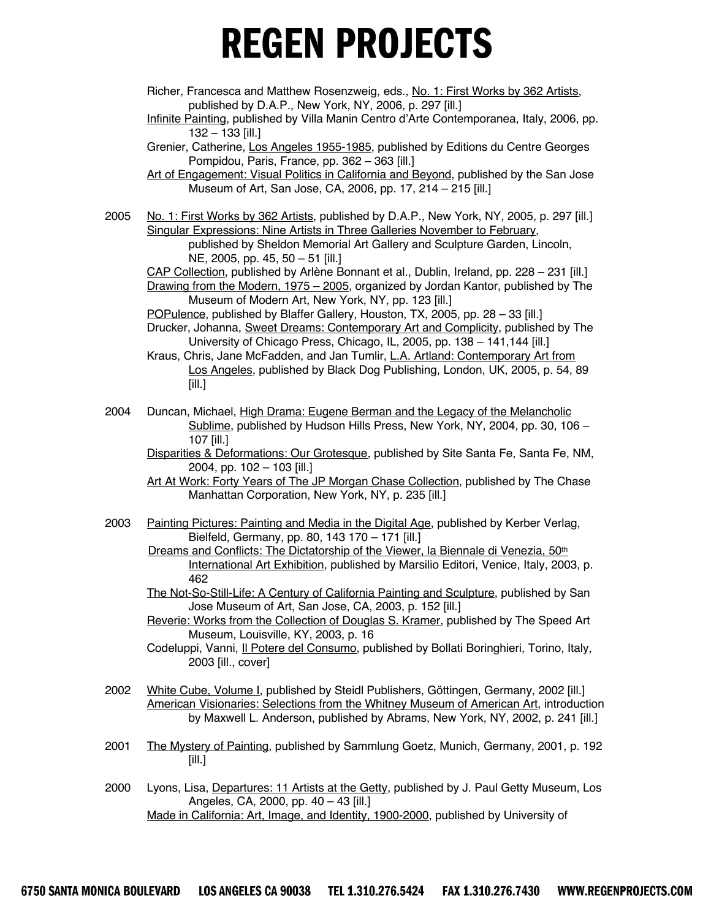Richer, Francesca and Matthew Rosenzweig, eds., <u>No. 1: First Works by 362 Artists</u>, published by D.A.P., New York, NY, 2006, p. 297 [ill.]

<u>Infinite Painting</u>, published by Villa Manin Centro d'Arte Contemporanea, Italy, 2006, pp. 132 – 133 [ill.]

Grenier, Catherine, <u>Los Angeles 1955-1985</u>, published by Editions du Centre Georges Pompidou, Paris, France, pp. 362 – 363 [ill.]

<u>Art of Engagement: Visual Politics in California and Beyond</u>, published by the San Jose Museum of Art, San Jose, CA, 2006, pp. 17, 214 – 215 [ill.]

2005 <u>No. 1: First Works by 362 Artists</u>, published by D.A.P., New York, NY, 2005, p. 297 [ill.]

<u>Singular Expressions: Nine Artists in Three Galleries November to February</u>, published by Sheldon Memorial Art Gallery and Sculpture Garden, Lincoln, NE, 2005, pp. 45, 50 – 51 [ill.]

<u>CAP Collection</u>, published by Arlène Bonnant et al., Dublin, Ireland, pp. 228 – 231 [ill.]

<u>Drawing from the Modern, 1975 – 2005</u>, organized by Jordan Kantor, published by The Museum of Modern Art, New York, NY, pp. 123 [ill.]

<u>POPulence</u>, published by Blaffer Gallery, Houston, TX, 2005, pp. 28 – 33 [ill.]

Drucker, Johanna, <u>Sweet Dreams: Contemporary Art and Complicity</u>, published by The University of Chicago Press, Chicago, IL, 2005, pp. 138 – 141,144 [ill.]

Kraus, Chris, Jane McFadden, and Jan Tumlir, <u>L.A. Artland: Contemporary Art from Los Angeles</u>, published by Black Dog Publishing, London, UK, 2005, p. 54, 89 [ill.]

2004 Duncan, Michael, <u>High Drama: Eugene Berman and the Legacy of the Melancholic Sublime</u>, published by Hudson Hills Press, New York, NY, 2004, pp. 30, 106 – 107 [ill.]

<u>Disparities & Deformations: Our Grotesque</u>, published by Site Santa Fe, Santa Fe, NM, 2004, pp. 102 – 103 [ill.]

<u>Art At Work: Forty Years of The JP Morgan Chase Collection</u>, published by The Chase Manhattan Corporation, New York, NY, p. 235 [ill.]

2003 <u>Painting Pictures: Painting and Media in the Digital Age</u>, published by Kerber Verlag, Bielfeld, Germany, pp. 80, 143 170 – 171 [ill.]

<u>Dreams and Conflicts: The Dictatorship of the Viewer, la Biennale di Venezia, 50th International Art Exhibition</u>, published by Marsilio Editori, Venice, Italy, 2003, p. 462

<u>The Not-So-Still-Life: A Century of California Painting and Sculpture</u>, published by San Jose Museum of Art, San Jose, CA, 2003, p. 152 [ill.]

<u>Reverie: Works from the Collection of Douglas S. Kramer</u>, published by The Speed Art Museum, Louisville, KY, 2003, p. 16

Codeluppi, Vanni, <u>Il Potere del Consumo</u>, published by Bollati Boringhieri, Torino, Italy, 2003 [ill., cover]

2002 <u>White Cube, Volume I</u>, published by Steidl Publishers, Göttingen, Germany, 2002 [ill.]

<u>American Visionaries: Selections from the Whitney Museum of American Art</u>, introduction by Maxwell L. Anderson, published by Abrams, New York, NY, 2002, p. 241 [ill.]

2001 <u>The Mystery of Painting</u>, published by Sammlung Goetz, Munich, Germany, 2001, p. 192 [ill.]

2000 Lyons, Lisa, <u>Departures: 11 Artists at the Getty</u>, published by J. Paul Getty Museum, Los Angeles, CA, 2000, pp. 40 – 43 [ill.]

<u>Made in California: Art, Image, and Identity, 1900-2000</u>, published by University of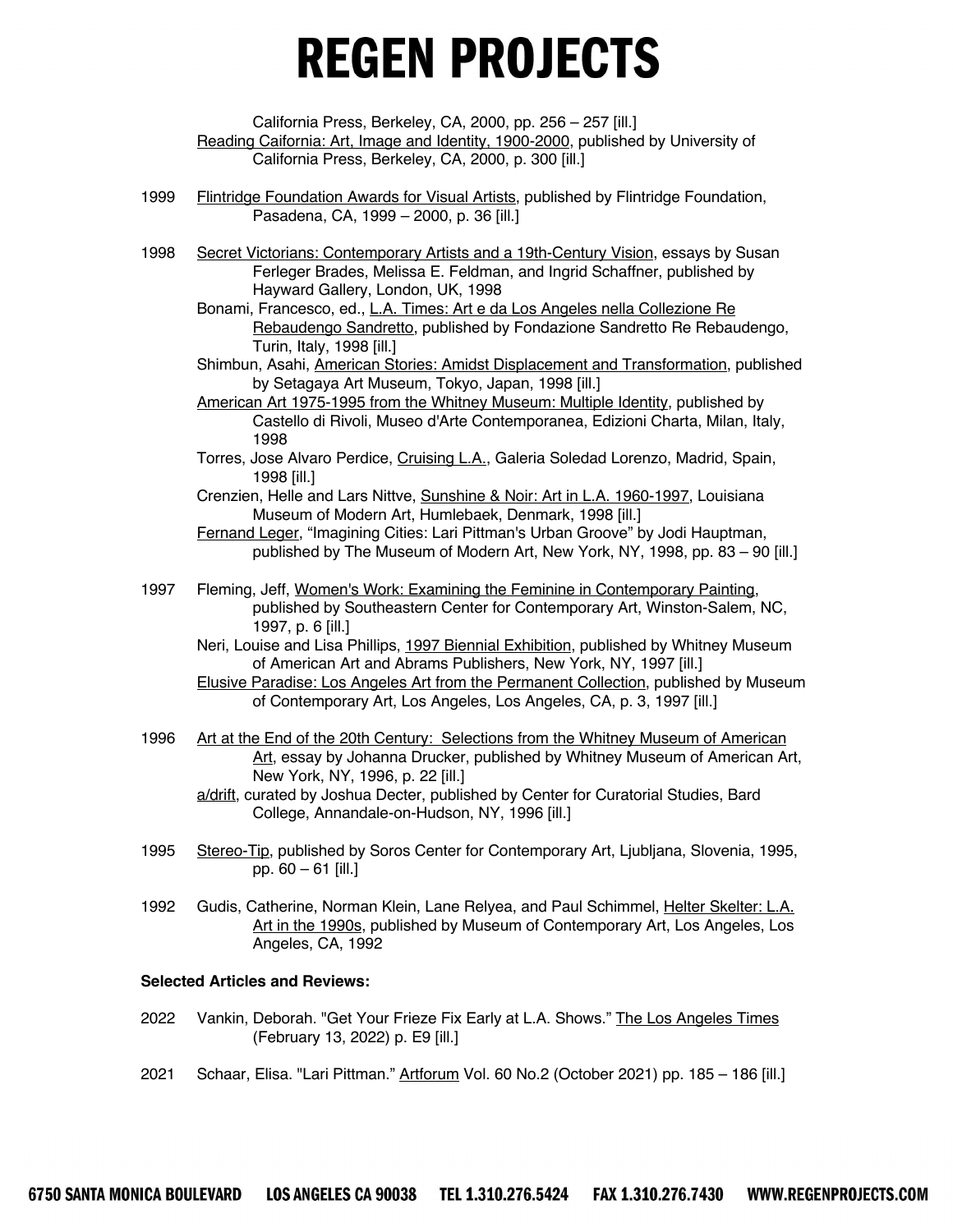California Press, Berkeley, CA, 2000, pp. 256 – 257 [ill.]
Reading Caifornia: Art, Image and Identity, 1900-2000, published by University of California Press, Berkeley, CA, 2000, p. 300 [ill.]

1999 Flintridge Foundation Awards for Visual Artists, published by Flintridge Foundation, Pasadena, CA, 1999 – 2000, p. 36 [ill.]

1998 Secret Victorians: Contemporary Artists and a 19th-Century Vision, essays by Susan Ferleger Brades, Melissa E. Feldman, and Ingrid Schaffner, published by Hayward Gallery, London, UK, 1998
Bonami, Francesco, ed., L.A. Times: Art e da Los Angeles nella Collezione Re Rebaudengo Sandretto, published by Fondazione Sandretto Re Rebaudengo, Turin, Italy, 1998 [ill.]
Shimbun, Asahi, American Stories: Amidst Displacement and Transformation, published by Setagaya Art Museum, Tokyo, Japan, 1998 [ill.]
American Art 1975-1995 from the Whitney Museum: Multiple Identity, published by Castello di Rivoli, Museo d'Arte Contemporanea, Edizioni Charta, Milan, Italy, 1998
Torres, Jose Alvaro Perdice, Cruising L.A., Galeria Soledad Lorenzo, Madrid, Spain, 1998 [ill.]
Crenzien, Helle and Lars Nittve, Sunshine & Noir: Art in L.A. 1960-1997, Louisiana Museum of Modern Art, Humlebaek, Denmark, 1998 [ill.]
Fernand Leger, "Imagining Cities: Lari Pittman's Urban Groove" by Jodi Hauptman, published by The Museum of Modern Art, New York, NY, 1998, pp. 83 – 90 [ill.]

1997 Fleming, Jeff, Women's Work: Examining the Feminine in Contemporary Painting, published by Southeastern Center for Contemporary Art, Winston-Salem, NC, 1997, p. 6 [ill.]
Neri, Louise and Lisa Phillips, 1997 Biennial Exhibition, published by Whitney Museum of American Art and Abrams Publishers, New York, NY, 1997 [ill.]
Elusive Paradise: Los Angeles Art from the Permanent Collection, published by Museum of Contemporary Art, Los Angeles, Los Angeles, CA, p. 3, 1997 [ill.]

1996 Art at the End of the 20th Century: Selections from the Whitney Museum of American Art, essay by Johanna Drucker, published by Whitney Museum of American Art, New York, NY, 1996, p. 22 [ill.]
a/drift, curated by Joshua Decter, published by Center for Curatorial Studies, Bard College, Annandale-on-Hudson, NY, 1996 [ill.]

1995 Stereo-Tip, published by Soros Center for Contemporary Art, Ljubljana, Slovenia, 1995, pp. 60 – 61 [ill.]

1992 Gudis, Catherine, Norman Klein, Lane Relyea, and Paul Schimmel, Helter Skelter: L.A. Art in the 1990s, published by Museum of Contemporary Art, Los Angeles, Los Angeles, CA, 1992

**Selected Articles and Reviews:**

2022 Vankin, Deborah. "Get Your Frieze Fix Early at L.A. Shows." The Los Angeles Times (February 13, 2022) p. E9 [ill.]

2021 Schaar, Elisa. "Lari Pittman." Artforum Vol. 60 No.2 (October 2021) pp. 185 – 186 [ill.]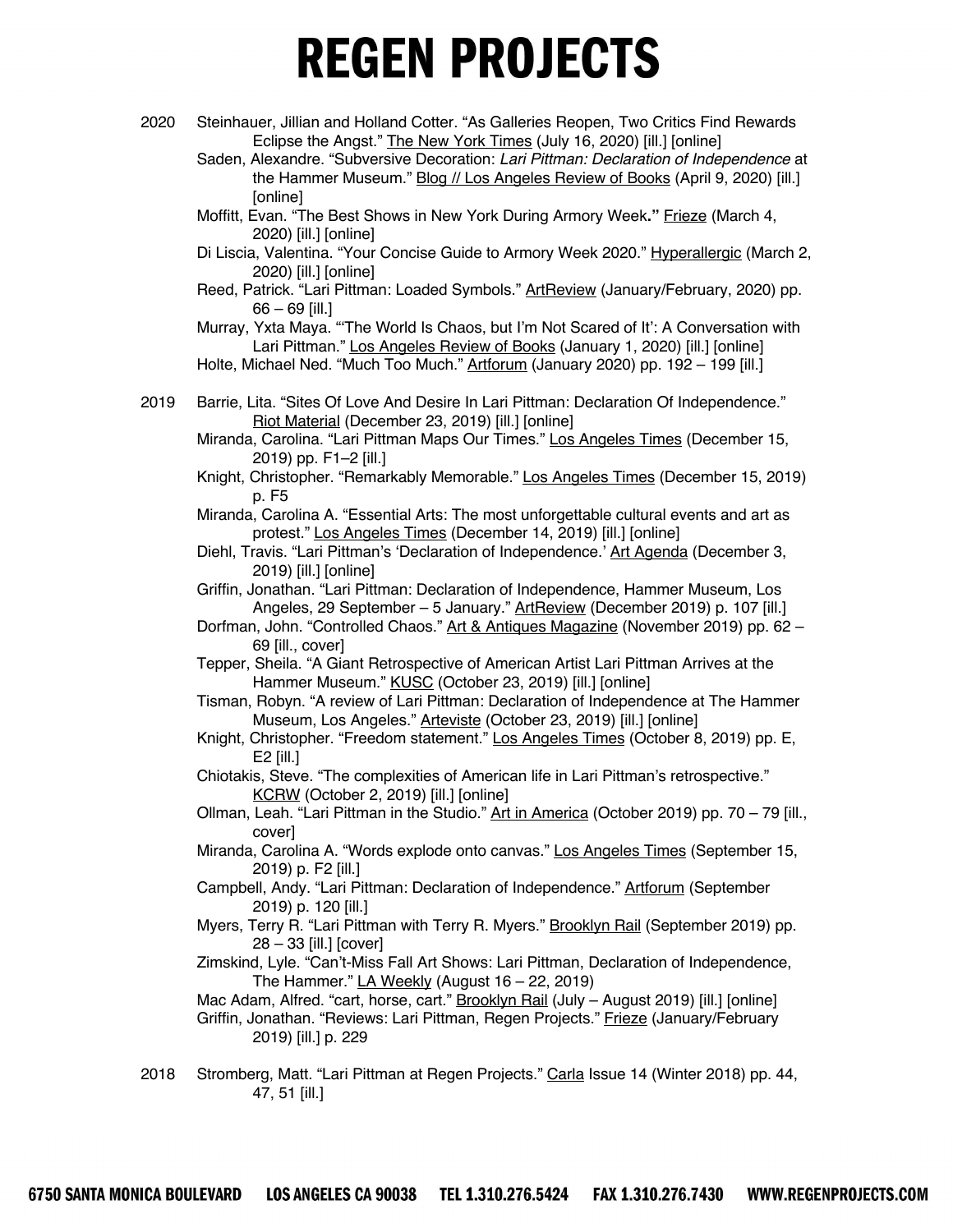2020 Steinhauer, Jillian and Holland Cotter. "As Galleries Reopen, Two Critics Find Rewards Eclipse the Angst." The New York Times (July 16, 2020) [ill.] [online]

Saden, Alexandre. "Subversive Decoration: *Lari Pittman: Declaration of Independence* at the Hammer Museum." Blog // Los Angeles Review of Books (April 9, 2020) [ill.] [online]

Moffitt, Evan. "The Best Shows in New York During Armory Week**."** Frieze (March 4, 2020) [ill.] [online]

Di Liscia, Valentina. "Your Concise Guide to Armory Week 2020." Hyperallergic (March 2, 2020) [ill.] [online]

Reed, Patrick. "Lari Pittman: Loaded Symbols." ArtReview (January/February, 2020) pp. 66 – 69 [ill.]

Murray, Yxta Maya. "'The World Is Chaos, but I'm Not Scared of It': A Conversation with Lari Pittman." Los Angeles Review of Books (January 1, 2020) [ill.] [online]

Holte, Michael Ned. "Much Too Much." Artforum (January 2020) pp. 192 – 199 [ill.]

2019 Barrie, Lita. "Sites Of Love And Desire In Lari Pittman: Declaration Of Independence." Riot Material (December 23, 2019) [ill.] [online]

Miranda, Carolina. "Lari Pittman Maps Our Times." Los Angeles Times (December 15, 2019) pp. F1–2 [ill.]

Knight, Christopher. "Remarkably Memorable." Los Angeles Times (December 15, 2019) p. F5

Miranda, Carolina A. "Essential Arts: The most unforgettable cultural events and art as protest." Los Angeles Times (December 14, 2019) [ill.] [online]

Diehl, Travis. "Lari Pittman's 'Declaration of Independence.' Art Agenda (December 3, 2019) [ill.] [online]

Griffin, Jonathan. "Lari Pittman: Declaration of Independence, Hammer Museum, Los Angeles, 29 September – 5 January." ArtReview (December 2019) p. 107 [ill.]

Dorfman, John. "Controlled Chaos." Art & Antiques Magazine (November 2019) pp. 62 – 69 [ill., cover]

Tepper, Sheila. "A Giant Retrospective of American Artist Lari Pittman Arrives at the Hammer Museum." KUSC (October 23, 2019) [ill.] [online]

Tisman, Robyn. "A review of Lari Pittman: Declaration of Independence at The Hammer Museum, Los Angeles." Arteviste (October 23, 2019) [ill.] [online]

Knight, Christopher. "Freedom statement." Los Angeles Times (October 8, 2019) pp. E, E2 [ill.]

Chiotakis, Steve. "The complexities of American life in Lari Pittman's retrospective." KCRW (October 2, 2019) [ill.] [online]

Ollman, Leah. "Lari Pittman in the Studio." Art in America (October 2019) pp. 70 – 79 [ill., cover]

Miranda, Carolina A. "Words explode onto canvas." Los Angeles Times (September 15, 2019) p. F2 [ill.]

Campbell, Andy. "Lari Pittman: Declaration of Independence." Artforum (September 2019) p. 120 [ill.]

Myers, Terry R. "Lari Pittman with Terry R. Myers." Brooklyn Rail (September 2019) pp. 28 – 33 [ill.] [cover]

Zimskind, Lyle. "Can't-Miss Fall Art Shows: Lari Pittman, Declaration of Independence, The Hammer." LA Weekly (August 16 – 22, 2019)

Mac Adam, Alfred. "cart, horse, cart." Brooklyn Rail (July – August 2019) [ill.] [online]

Griffin, Jonathan. "Reviews: Lari Pittman, Regen Projects." Frieze (January/February 2019) [ill.] p. 229

2018 Stromberg, Matt. "Lari Pittman at Regen Projects." Carla Issue 14 (Winter 2018) pp. 44, 47, 51 [ill.]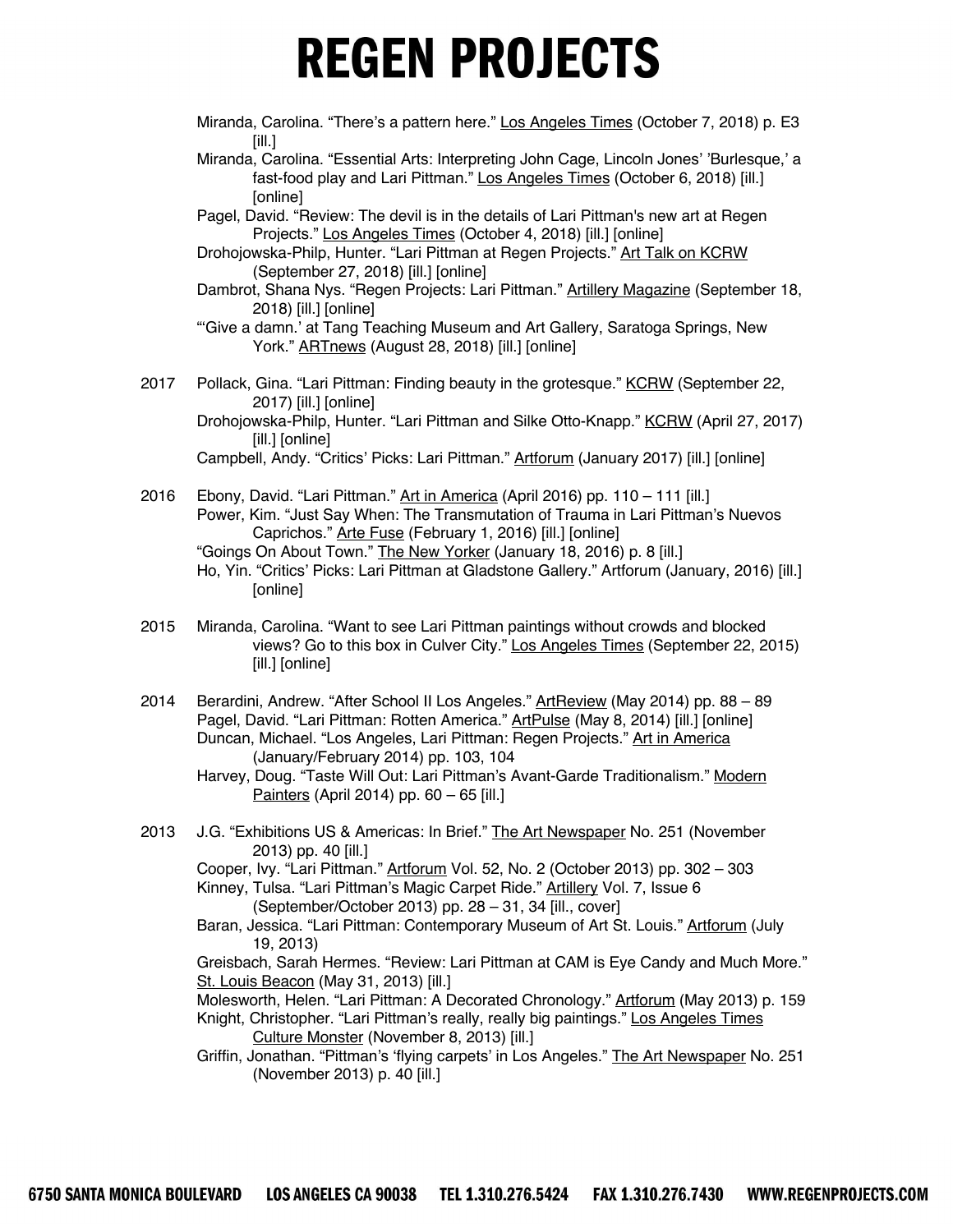Miranda, Carolina. "There's a pattern here." Los Angeles Times (October 7, 2018) p. E3 [ill.]

Miranda, Carolina. "Essential Arts: Interpreting John Cage, Lincoln Jones' 'Burlesque,' a fast-food play and Lari Pittman." Los Angeles Times (October 6, 2018) [ill.] [online]

Pagel, David. "Review: The devil is in the details of Lari Pittman's new art at Regen Projects." Los Angeles Times (October 4, 2018) [ill.] [online]

Drohojowska-Philp, Hunter. "Lari Pittman at Regen Projects." Art Talk on KCRW (September 27, 2018) [ill.] [online]

Dambrot, Shana Nys. "Regen Projects: Lari Pittman." Artillery Magazine (September 18, 2018) [ill.] [online]

"'Give a damn.' at Tang Teaching Museum and Art Gallery, Saratoga Springs, New York." ARTnews (August 28, 2018) [ill.] [online]

2017 Pollack, Gina. "Lari Pittman: Finding beauty in the grotesque." KCRW (September 22, 2017) [ill.] [online]

Drohojowska-Philp, Hunter. "Lari Pittman and Silke Otto-Knapp." KCRW (April 27, 2017) [ill.] [online]

Campbell, Andy. "Critics' Picks: Lari Pittman." Artforum (January 2017) [ill.] [online]

2016 Ebony, David. "Lari Pittman." Art in America (April 2016) pp. 110 – 111 [ill.]

Power, Kim. "Just Say When: The Transmutation of Trauma in Lari Pittman's Nuevos Caprichos." Arte Fuse (February 1, 2016) [ill.] [online]

"Goings On About Town." The New Yorker (January 18, 2016) p. 8 [ill.]

Ho, Yin. "Critics' Picks: Lari Pittman at Gladstone Gallery." Artforum (January, 2016) [ill.] [online]

2015 Miranda, Carolina. "Want to see Lari Pittman paintings without crowds and blocked views? Go to this box in Culver City." Los Angeles Times (September 22, 2015) [ill.] [online]

2014 Berardini, Andrew. "After School II Los Angeles." ArtReview (May 2014) pp. 88 – 89

Pagel, David. "Lari Pittman: Rotten America." ArtPulse (May 8, 2014) [ill.] [online]

Duncan, Michael. "Los Angeles, Lari Pittman: Regen Projects." Art in America (January/February 2014) pp. 103, 104

Harvey, Doug. "Taste Will Out: Lari Pittman's Avant-Garde Traditionalism." Modern Painters (April 2014) pp. 60 – 65 [ill.]

2013 J.G. "Exhibitions US & Americas: In Brief." The Art Newspaper No. 251 (November 2013) pp. 40 [ill.]

Cooper, Ivy. "Lari Pittman." Artforum Vol. 52, No. 2 (October 2013) pp. 302 – 303

Kinney, Tulsa. "Lari Pittman's Magic Carpet Ride." Artillery Vol. 7, Issue 6 (September/October 2013) pp. 28 – 31, 34 [ill., cover]

Baran, Jessica. "Lari Pittman: Contemporary Museum of Art St. Louis." Artforum (July 19, 2013)

Greisbach, Sarah Hermes. "Review: Lari Pittman at CAM is Eye Candy and Much More." St. Louis Beacon (May 31, 2013) [ill.]

Molesworth, Helen. "Lari Pittman: A Decorated Chronology." Artforum (May 2013) p. 159

Knight, Christopher. "Lari Pittman's really, really big paintings." Los Angeles Times Culture Monster (November 8, 2013) [ill.]

Griffin, Jonathan. "Pittman's 'flying carpets' in Los Angeles." The Art Newspaper No. 251 (November 2013) p. 40 [ill.]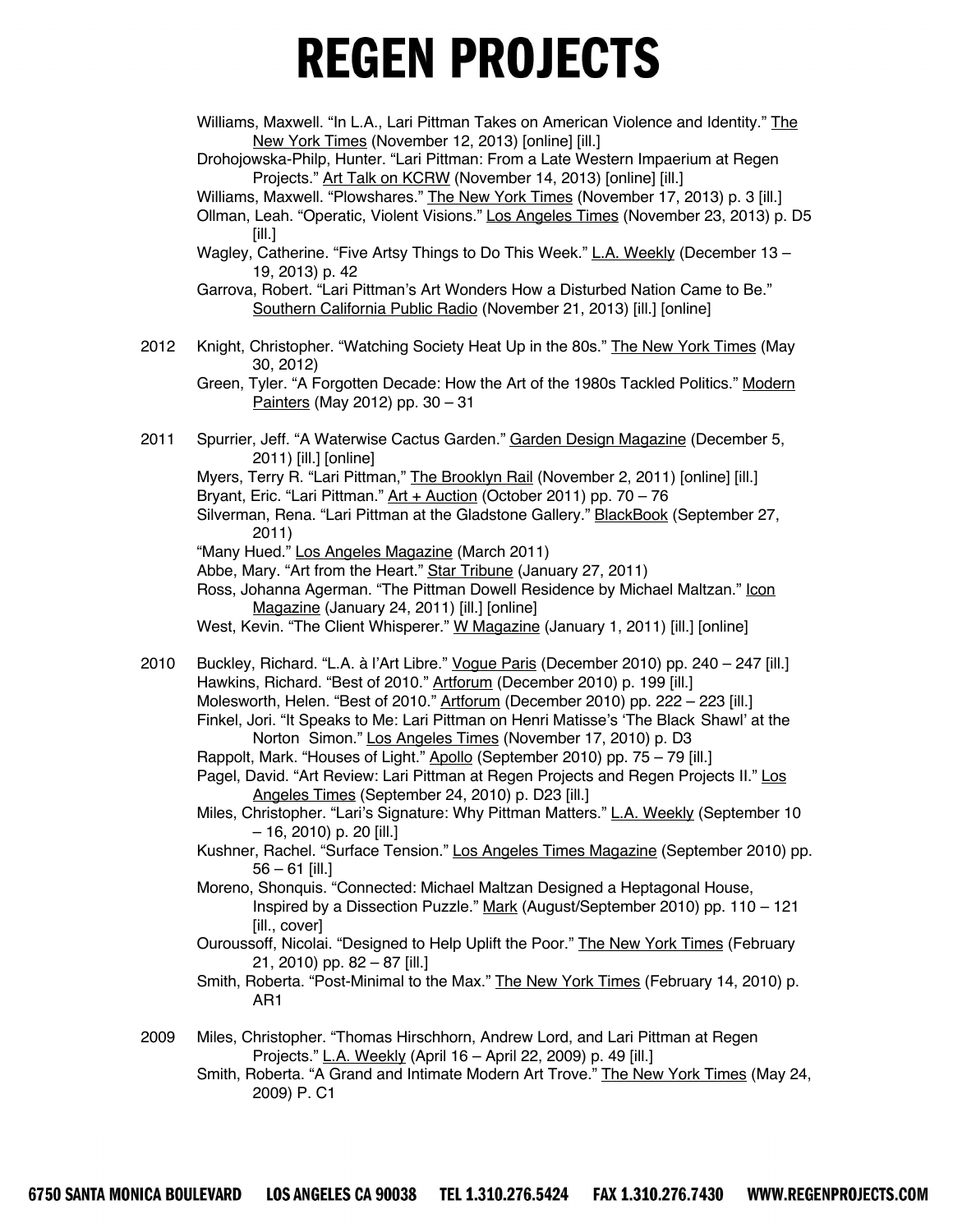Williams, Maxwell. "In L.A., Lari Pittman Takes on American Violence and Identity." The New York Times (November 12, 2013) [online] [ill.]
Drohojowska-Philp, Hunter. "Lari Pittman: From a Late Western Impaerium at Regen Projects." Art Talk on KCRW (November 14, 2013) [online] [ill.]
Williams, Maxwell. "Plowshares." The New York Times (November 17, 2013) p. 3 [ill.]
Ollman, Leah. "Operatic, Violent Visions." Los Angeles Times (November 23, 2013) p. D5 [ill.]
Wagley, Catherine. "Five Artsy Things to Do This Week." L.A. Weekly (December 13 – 19, 2013) p. 42
Garrova, Robert. "Lari Pittman's Art Wonders How a Disturbed Nation Came to Be." Southern California Public Radio (November 21, 2013) [ill.] [online]

2012 Knight, Christopher. "Watching Society Heat Up in the 80s." The New York Times (May 30, 2012)
Green, Tyler. "A Forgotten Decade: How the Art of the 1980s Tackled Politics." Modern Painters (May 2012) pp. 30 – 31

2011 Spurrier, Jeff. "A Waterwise Cactus Garden." Garden Design Magazine (December 5, 2011) [ill.] [online]
Myers, Terry R. "Lari Pittman," The Brooklyn Rail (November 2, 2011) [online] [ill.]
Bryant, Eric. "Lari Pittman." Art + Auction (October 2011) pp. 70 – 76
Silverman, Rena. "Lari Pittman at the Gladstone Gallery." BlackBook (September 27, 2011)
"Many Hued." Los Angeles Magazine (March 2011)
Abbe, Mary. "Art from the Heart." Star Tribune (January 27, 2011)
Ross, Johanna Agerman. "The Pittman Dowell Residence by Michael Maltzan." Icon Magazine (January 24, 2011) [ill.] [online]
West, Kevin. "The Client Whisperer." W Magazine (January 1, 2011) [ill.] [online]

2010 Buckley, Richard. "L.A. à l'Art Libre." Vogue Paris (December 2010) pp. 240 – 247 [ill.]
Hawkins, Richard. "Best of 2010." Artforum (December 2010) p. 199 [ill.]
Molesworth, Helen. "Best of 2010." Artforum (December 2010) pp. 222 – 223 [ill.]
Finkel, Jori. "It Speaks to Me: Lari Pittman on Henri Matisse's 'The Black Shawl' at the Norton Simon." Los Angeles Times (November 17, 2010) p. D3
Rappolt, Mark. "Houses of Light." Apollo (September 2010) pp. 75 – 79 [ill.]
Pagel, David. "Art Review: Lari Pittman at Regen Projects and Regen Projects II." Los Angeles Times (September 24, 2010) p. D23 [ill.]
Miles, Christopher. "Lari's Signature: Why Pittman Matters." L.A. Weekly (September 10 – 16, 2010) p. 20 [ill.]
Kushner, Rachel. "Surface Tension." Los Angeles Times Magazine (September 2010) pp. 56 – 61 [ill.]
Moreno, Shonquis. "Connected: Michael Maltzan Designed a Heptagonal House, Inspired by a Dissection Puzzle." Mark (August/September 2010) pp. 110 – 121 [ill., cover]
Ouroussoff, Nicolai. "Designed to Help Uplift the Poor." The New York Times (February 21, 2010) pp. 82 – 87 [ill.]
Smith, Roberta. "Post-Minimal to the Max." The New York Times (February 14, 2010) p. AR1

2009 Miles, Christopher. "Thomas Hirschhorn, Andrew Lord, and Lari Pittman at Regen Projects." L.A. Weekly (April 16 – April 22, 2009) p. 49 [ill.]
Smith, Roberta. "A Grand and Intimate Modern Art Trove." The New York Times (May 24, 2009) P. C1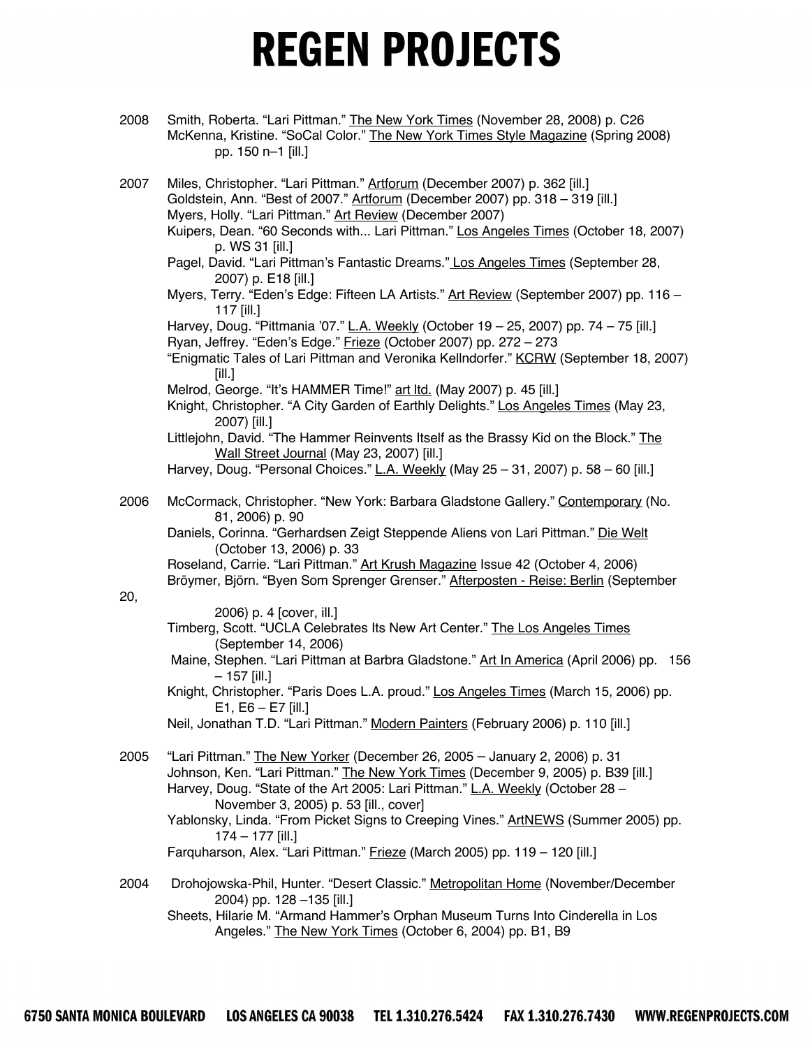# REGEN PROJECTS

2008 Smith, Roberta. "Lari Pittman." The New York Times (November 28, 2008) p. C26
McKenna, Kristine. "SoCal Color." The New York Times Style Magazine (Spring 2008) pp. 150 n–1 [ill.]

2007 Miles, Christopher. "Lari Pittman." Artforum (December 2007) p. 362 [ill.]
Goldstein, Ann. "Best of 2007." Artforum (December 2007) pp. 318 – 319 [ill.]
Myers, Holly. "Lari Pittman." Art Review (December 2007)
Kuipers, Dean. "60 Seconds with... Lari Pittman." Los Angeles Times (October 18, 2007) p. WS 31 [ill.]
Pagel, David. "Lari Pittman's Fantastic Dreams." Los Angeles Times (September 28, 2007) p. E18 [ill.]
Myers, Terry. "Eden's Edge: Fifteen LA Artists." Art Review (September 2007) pp. 116 – 117 [ill.]
Harvey, Doug. "Pittmania '07." L.A. Weekly (October 19 – 25, 2007) pp. 74 – 75 [ill.]
Ryan, Jeffrey. "Eden's Edge." Frieze (October 2007) pp. 272 – 273
"Enigmatic Tales of Lari Pittman and Veronika Kellndorfer." KCRW (September 18, 2007) [ill.]
Melrod, George. "It's HAMMER Time!" art ltd. (May 2007) p. 45 [ill.]
Knight, Christopher. "A City Garden of Earthly Delights." Los Angeles Times (May 23, 2007) [ill.]
Littlejohn, David. "The Hammer Reinvents Itself as the Brassy Kid on the Block." The Wall Street Journal (May 23, 2007) [ill.]
Harvey, Doug. "Personal Choices." L.A. Weekly (May 25 – 31, 2007) p. 58 – 60 [ill.]

2006 McCormack, Christopher. "New York: Barbara Gladstone Gallery." Contemporary (No. 81, 2006) p. 90
Daniels, Corinna. "Gerhardsen Zeigt Steppende Aliens von Lari Pittman." Die Welt (October 13, 2006) p. 33
Roseland, Carrie. "Lari Pittman." Art Krush Magazine Issue 42 (October 4, 2006)
Bröymer, Björn. "Byen Som Sprenger Grenser." Afterposten - Reise: Berlin (September 20, 2006) p. 4 [cover, ill.]
Timberg, Scott. "UCLA Celebrates Its New Art Center." The Los Angeles Times (September 14, 2006)
Maine, Stephen. "Lari Pittman at Barbra Gladstone." Art In America (April 2006) pp. 156 – 157 [ill.]
Knight, Christopher. "Paris Does L.A. proud." Los Angeles Times (March 15, 2006) pp. E1, E6 – E7 [ill.]
Neil, Jonathan T.D. "Lari Pittman." Modern Painters (February 2006) p. 110 [ill.]

2005 "Lari Pittman." The New Yorker (December 26, 2005 – January 2, 2006) p. 31
Johnson, Ken. "Lari Pittman." The New York Times (December 9, 2005) p. B39 [ill.]
Harvey, Doug. "State of the Art 2005: Lari Pittman." L.A. Weekly (October 28 – November 3, 2005) p. 53 [ill., cover]
Yablonsky, Linda. "From Picket Signs to Creeping Vines." ArtNEWS (Summer 2005) pp. 174 – 177 [ill.]
Farquharson, Alex. "Lari Pittman." Frieze (March 2005) pp. 119 – 120 [ill.]

2004 Drohojowska-Phil, Hunter. "Desert Classic." Metropolitan Home (November/December 2004) pp. 128 –135 [ill.]
Sheets, Hilarie M. "Armand Hammer's Orphan Museum Turns Into Cinderella in Los Angeles." The New York Times (October 6, 2004) pp. B1, B9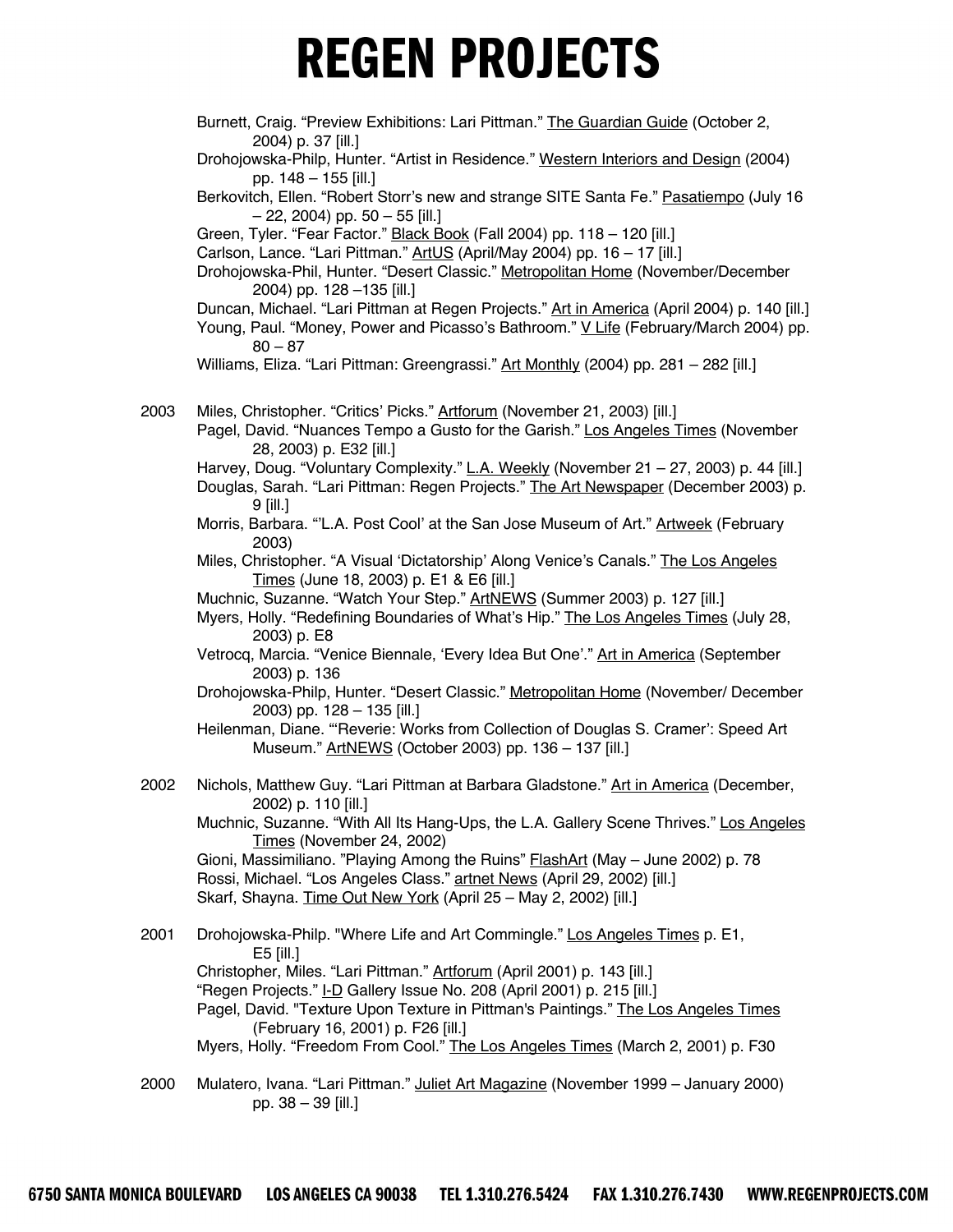Burnett, Craig. “Preview Exhibitions: Lari Pittman.” The Guardian Guide (October 2, 2004) p. 37 [ill.]

Drohojowska-Philp, Hunter. “Artist in Residence.” Western Interiors and Design (2004) pp. 148 – 155 [ill.]

Berkovitch, Ellen. “Robert Storr’s new and strange SITE Santa Fe.” Pasatiempo (July 16 – 22, 2004) pp. 50 – 55 [ill.]

Green, Tyler. “Fear Factor.” Black Book (Fall 2004) pp. 118 – 120 [ill.]

Carlson, Lance. “Lari Pittman.” ArtUS (April/May 2004) pp. 16 – 17 [ill.]

Drohojowska-Phil, Hunter. “Desert Classic.” Metropolitan Home (November/December 2004) pp. 128 –135 [ill.]

Duncan, Michael. “Lari Pittman at Regen Projects.” Art in America (April 2004) p. 140 [ill.]

Young, Paul. “Money, Power and Picasso’s Bathroom.” V Life (February/March 2004) pp. 80 – 87

Williams, Eliza. “Lari Pittman: Greengrassi.” Art Monthly (2004) pp. 281 – 282 [ill.]

2003 Miles, Christopher. “Critics’ Picks.” Artforum (November 21, 2003) [ill.]

Pagel, David. “Nuances Tempo a Gusto for the Garish.” Los Angeles Times (November 28, 2003) p. E32 [ill.]

Harvey, Doug. “Voluntary Complexity.” L.A. Weekly (November 21 – 27, 2003) p. 44 [ill.]

Douglas, Sarah. “Lari Pittman: Regen Projects.” The Art Newspaper (December 2003) p. 9 [ill.]

Morris, Barbara. “’L.A. Post Cool’ at the San Jose Museum of Art.” Artweek (February 2003)

Miles, Christopher. “A Visual ‘Dictatorship’ Along Venice’s Canals.” The Los Angeles Times (June 18, 2003) p. E1 & E6 [ill.]

Muchnic, Suzanne. “Watch Your Step.” ArtNEWS (Summer 2003) p. 127 [ill.]

Myers, Holly. “Redefining Boundaries of What’s Hip.” The Los Angeles Times (July 28, 2003) p. E8

Vetrocq, Marcia. “Venice Biennale, ‘Every Idea But One’.” Art in America (September 2003) p. 136

Drohojowska-Philp, Hunter. “Desert Classic.” Metropolitan Home (November/ December 2003) pp. 128 – 135 [ill.]

Heilenman, Diane. “‘Reverie: Works from Collection of Douglas S. Cramer’: Speed Art Museum.” ArtNEWS (October 2003) pp. 136 – 137 [ill.]

2002 Nichols, Matthew Guy. “Lari Pittman at Barbara Gladstone.” Art in America (December, 2002) p. 110 [ill.]

Muchnic, Suzanne. “With All Its Hang-Ups, the L.A. Gallery Scene Thrives.” Los Angeles Times (November 24, 2002)

Gioni, Massimiliano. ”Playing Among the Ruins” FlashArt (May – June 2002) p. 78

Rossi, Michael. “Los Angeles Class.” artnet News (April 29, 2002) [ill.]

Skarf, Shayna. Time Out New York (April 25 – May 2, 2002) [ill.]

2001 Drohojowska-Philp. "Where Life and Art Commingle.” Los Angeles Times p. E1, E5 [ill.]

Christopher, Miles. “Lari Pittman.” Artforum (April 2001) p. 143 [ill.]

“Regen Projects.” I-D Gallery Issue No. 208 (April 2001) p. 215 [ill.]

Pagel, David. "Texture Upon Texture in Pittman's Paintings.” The Los Angeles Times (February 16, 2001) p. F26 [ill.]

Myers, Holly. “Freedom From Cool.” The Los Angeles Times (March 2, 2001) p. F30

2000 Mulatero, Ivana. “Lari Pittman.” Juliet Art Magazine (November 1999 – January 2000) pp. 38 – 39 [ill.]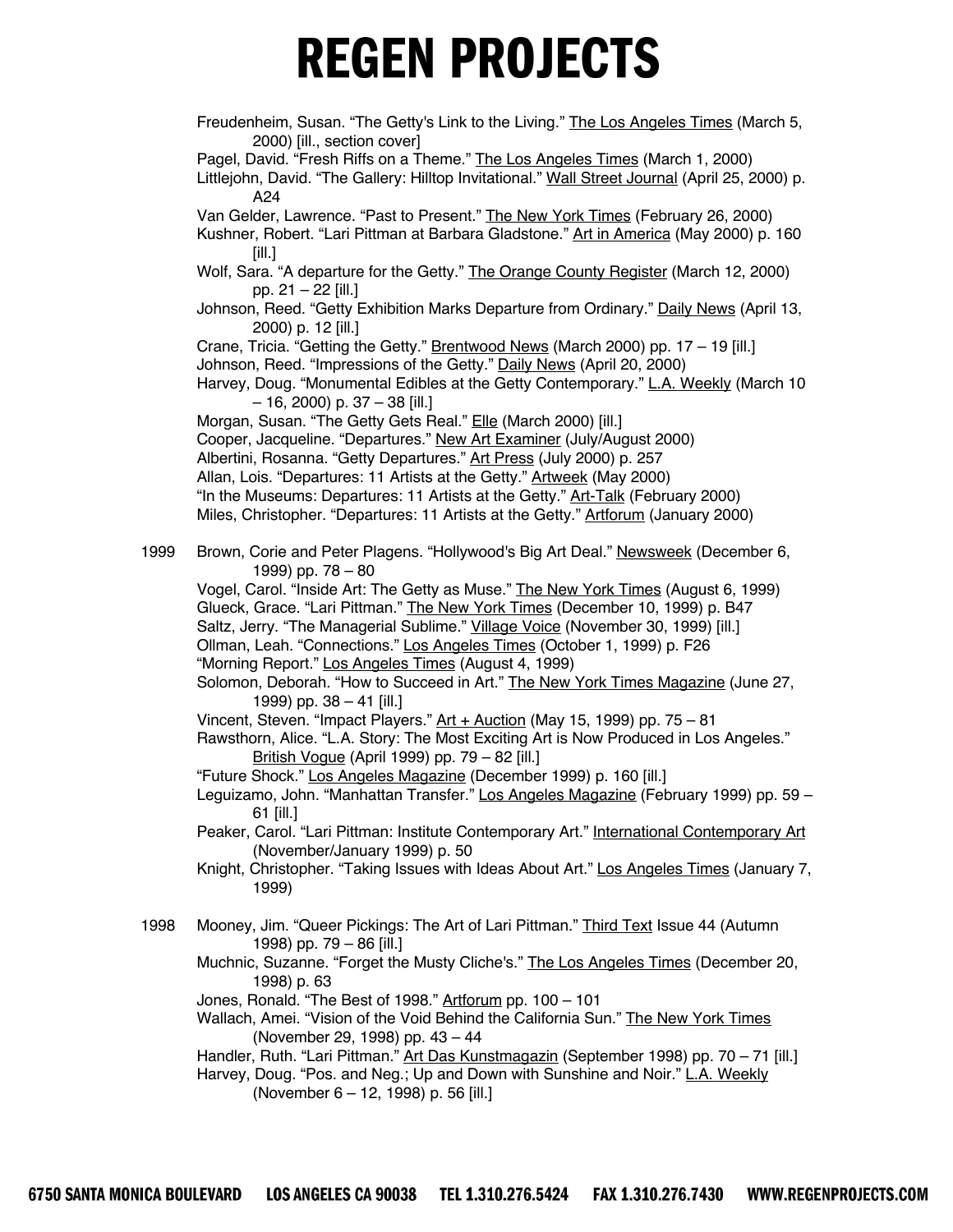Freudenheim, Susan. "The Getty's Link to the Living." The Los Angeles Times (March 5, 2000) [ill., section cover]

Pagel, David. "Fresh Riffs on a Theme." The Los Angeles Times (March 1, 2000)

Littlejohn, David. "The Gallery: Hilltop Invitational." Wall Street Journal (April 25, 2000) p. A24

Van Gelder, Lawrence. "Past to Present." The New York Times (February 26, 2000)

Kushner, Robert. "Lari Pittman at Barbara Gladstone." Art in America (May 2000) p. 160 [ill.]

Wolf, Sara. "A departure for the Getty." The Orange County Register (March 12, 2000) pp. 21 – 22 [ill.]

Johnson, Reed. "Getty Exhibition Marks Departure from Ordinary." Daily News (April 13, 2000) p. 12 [ill.]

Crane, Tricia. "Getting the Getty." Brentwood News (March 2000) pp. 17 – 19 [ill.]

Johnson, Reed. "Impressions of the Getty." Daily News (April 20, 2000)

Harvey, Doug. "Monumental Edibles at the Getty Contemporary." L.A. Weekly (March 10 – 16, 2000) p. 37 – 38 [ill.]

Morgan, Susan. "The Getty Gets Real." Elle (March 2000) [ill.]

Cooper, Jacqueline. "Departures." New Art Examiner (July/August 2000)

Albertini, Rosanna. "Getty Departures." Art Press (July 2000) p. 257

Allan, Lois. "Departures: 11 Artists at the Getty." Artweek (May 2000)

"In the Museums: Departures: 11 Artists at the Getty." Art-Talk (February 2000)

Miles, Christopher. "Departures: 11 Artists at the Getty." Artforum (January 2000)

1999

Brown, Corie and Peter Plagens. "Hollywood's Big Art Deal." Newsweek (December 6, 1999) pp. 78 – 80

Vogel, Carol. "Inside Art: The Getty as Muse." The New York Times (August 6, 1999)

Glueck, Grace. "Lari Pittman." The New York Times (December 10, 1999) p. B47

Saltz, Jerry. "The Managerial Sublime." Village Voice (November 30, 1999) [ill.]

Ollman, Leah. "Connections." Los Angeles Times (October 1, 1999) p. F26

"Morning Report." Los Angeles Times (August 4, 1999)

Solomon, Deborah. "How to Succeed in Art." The New York Times Magazine (June 27, 1999) pp. 38 – 41 [ill.]

Vincent, Steven. "Impact Players." Art + Auction (May 15, 1999) pp. 75 – 81

Rawsthorn, Alice. "L.A. Story: The Most Exciting Art is Now Produced in Los Angeles." British Vogue (April 1999) pp. 79 – 82 [ill.]

"Future Shock." Los Angeles Magazine (December 1999) p. 160 [ill.]

Leguizamo, John. "Manhattan Transfer." Los Angeles Magazine (February 1999) pp. 59 – 61 [ill.]

Peaker, Carol. "Lari Pittman: Institute Contemporary Art." International Contemporary Art (November/January 1999) p. 50

Knight, Christopher. "Taking Issues with Ideas About Art." Los Angeles Times (January 7, 1999)

1998

Mooney, Jim. "Queer Pickings: The Art of Lari Pittman." Third Text Issue 44 (Autumn 1998) pp. 79 – 86 [ill.]

Muchnic, Suzanne. "Forget the Musty Cliche's." The Los Angeles Times (December 20, 1998) p. 63

Jones, Ronald. "The Best of 1998." Artforum pp. 100 – 101

Wallach, Amei. "Vision of the Void Behind the California Sun." The New York Times (November 29, 1998) pp. 43 – 44

Handler, Ruth. "Lari Pittman." Art Das Kunstmagazin (September 1998) pp. 70 – 71 [ill.]

Harvey, Doug. "Pos. and Neg.; Up and Down with Sunshine and Noir." L.A. Weekly (November 6 – 12, 1998) p. 56 [ill.]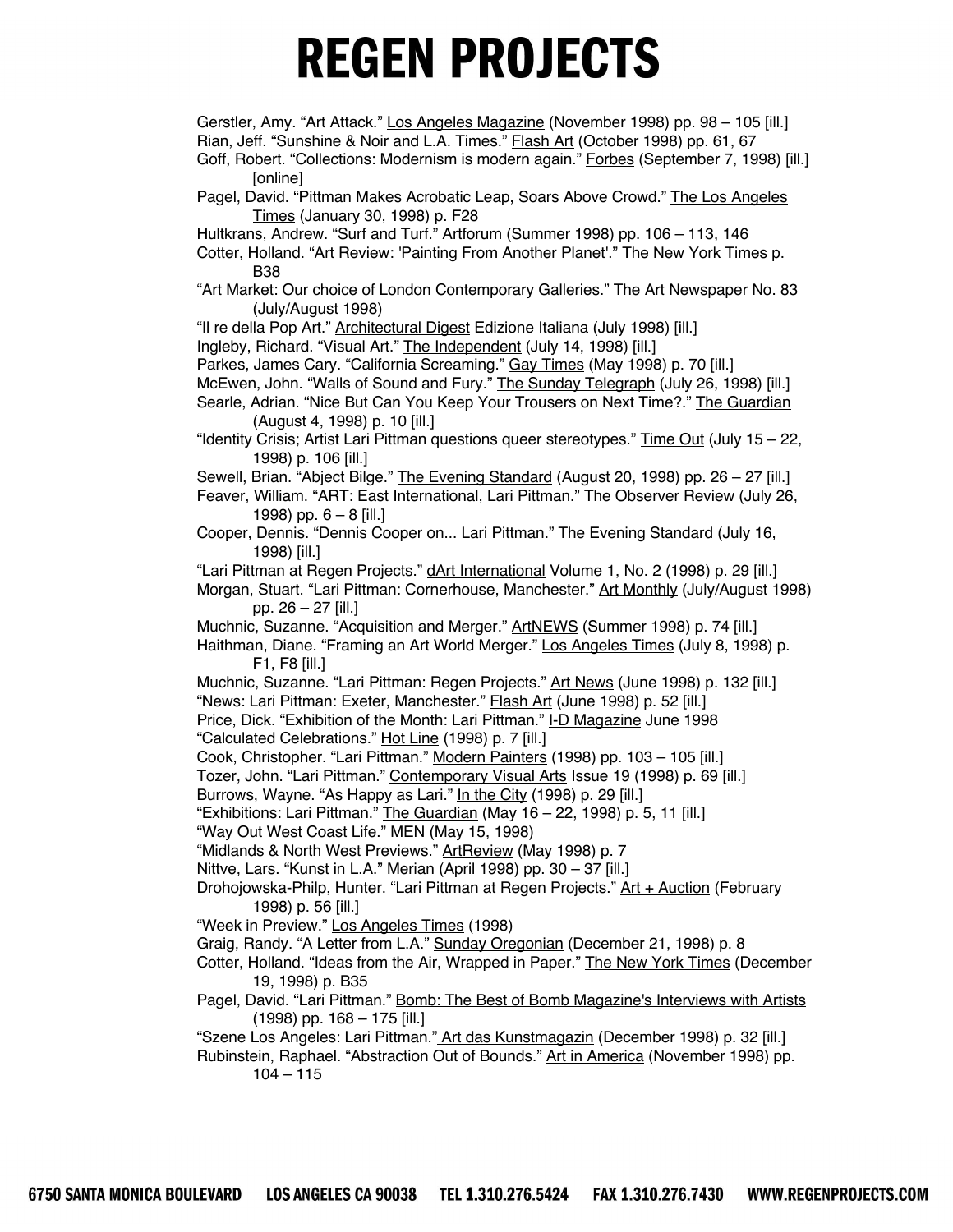Gerstler, Amy. “Art Attack.” Los Angeles Magazine (November 1998) pp. 98 – 105 [ill.]

Rian, Jeff. “Sunshine & Noir and L.A. Times.” Flash Art (October 1998) pp. 61, 67

Goff, Robert. “Collections: Modernism is modern again.” Forbes (September 7, 1998) [ill.] [online]

Pagel, David. “Pittman Makes Acrobatic Leap, Soars Above Crowd.” The Los Angeles Times (January 30, 1998) p. F28

Hultkrans, Andrew. “Surf and Turf.” Artforum (Summer 1998) pp. 106 – 113, 146

Cotter, Holland. “Art Review: 'Painting From Another Planet'.” The New York Times p. B38

“Art Market: Our choice of London Contemporary Galleries.” The Art Newspaper No. 83 (July/August 1998)

“Il re della Pop Art.” Architectural Digest Edizione Italiana (July 1998) [ill.]

Ingleby, Richard. “Visual Art.” The Independent (July 14, 1998) [ill.]

Parkes, James Cary. “California Screaming.” Gay Times (May 1998) p. 70 [ill.]

McEwen, John. “Walls of Sound and Fury.” The Sunday Telegraph (July 26, 1998) [ill.]

Searle, Adrian. “Nice But Can You Keep Your Trousers on Next Time?.” The Guardian (August 4, 1998) p. 10 [ill.]

“Identity Crisis; Artist Lari Pittman questions queer stereotypes.” Time Out (July 15 – 22, 1998) p. 106 [ill.]

Sewell, Brian. “Abject Bilge.” The Evening Standard (August 20, 1998) pp. 26 – 27 [ill.]

Feaver, William. “ART: East International, Lari Pittman.” The Observer Review (July 26, 1998) pp. 6 – 8 [ill.]

Cooper, Dennis. “Dennis Cooper on... Lari Pittman.” The Evening Standard (July 16, 1998) [ill.]

“Lari Pittman at Regen Projects.” dArt International Volume 1, No. 2 (1998) p. 29 [ill.]

Morgan, Stuart. “Lari Pittman: Cornerhouse, Manchester.” Art Monthly (July/August 1998) pp. 26 – 27 [ill.]

Muchnic, Suzanne. “Acquisition and Merger.” ArtNEWS (Summer 1998) p. 74 [ill.]

Haithman, Diane. “Framing an Art World Merger.” Los Angeles Times (July 8, 1998) p. F1, F8 [ill.]

Muchnic, Suzanne. “Lari Pittman: Regen Projects.” Art News (June 1998) p. 132 [ill.]

“News: Lari Pittman: Exeter, Manchester.” Flash Art (June 1998) p. 52 [ill.]

Price, Dick. “Exhibition of the Month: Lari Pittman.” I-D Magazine June 1998

“Calculated Celebrations.” Hot Line (1998) p. 7 [ill.]

Cook, Christopher. “Lari Pittman.” Modern Painters (1998) pp. 103 – 105 [ill.]

Tozer, John. “Lari Pittman.” Contemporary Visual Arts Issue 19 (1998) p. 69 [ill.]

Burrows, Wayne. “As Happy as Lari.” In the City (1998) p. 29 [ill.]

“Exhibitions: Lari Pittman.” The Guardian (May 16 – 22, 1998) p. 5, 11 [ill.]

“Way Out West Coast Life.” MEN (May 15, 1998)

“Midlands & North West Previews.” ArtReview (May 1998) p. 7

Nittve, Lars. “Kunst in L.A.” Merian (April 1998) pp. 30 – 37 [ill.]

Drohojowska-Philp, Hunter. “Lari Pittman at Regen Projects.” Art + Auction (February 1998) p. 56 [ill.]

“Week in Preview.” Los Angeles Times (1998)

Graig, Randy. “A Letter from L.A.” Sunday Oregonian (December 21, 1998) p. 8

Cotter, Holland. “Ideas from the Air, Wrapped in Paper.” The New York Times (December 19, 1998) p. B35

Pagel, David. “Lari Pittman.” Bomb: The Best of Bomb Magazine's Interviews with Artists (1998) pp. 168 – 175 [ill.]

“Szene Los Angeles: Lari Pittman.” Art das Kunstmagazin (December 1998) p. 32 [ill.]

Rubinstein, Raphael. “Abstraction Out of Bounds.” Art in America (November 1998) pp. 104 – 115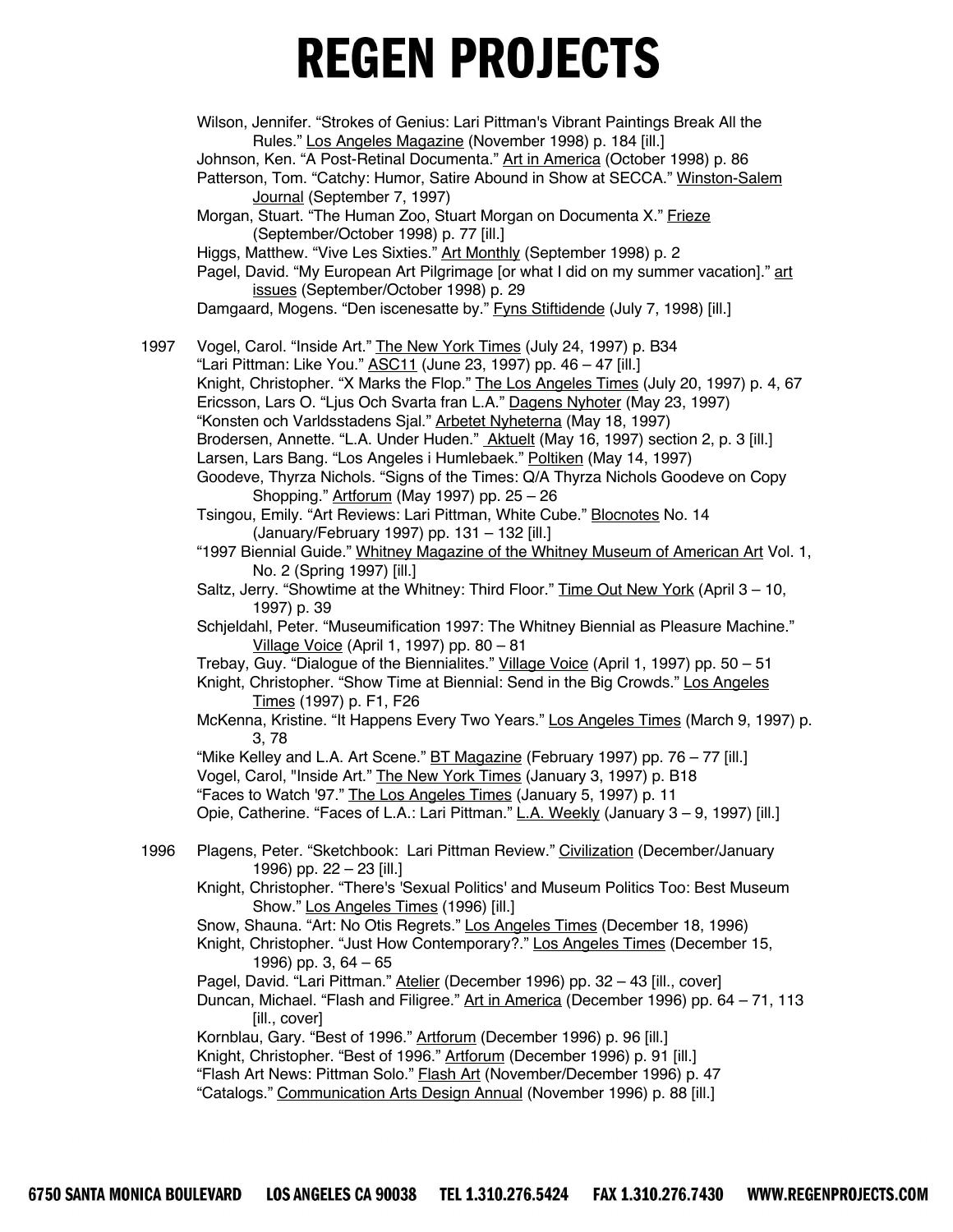Wilson, Jennifer. "Strokes of Genius: Lari Pittman's Vibrant Paintings Break All the Rules." Los Angeles Magazine (November 1998) p. 184 [ill.]

Johnson, Ken. "A Post-Retinal Documenta." Art in America (October 1998) p. 86

Patterson, Tom. "Catchy: Humor, Satire Abound in Show at SECCA." Winston-Salem Journal (September 7, 1997)

Morgan, Stuart. "The Human Zoo, Stuart Morgan on Documenta X." Frieze (September/October 1998) p. 77 [ill.]

Higgs, Matthew. "Vive Les Sixties." Art Monthly (September 1998) p. 2

Pagel, David. "My European Art Pilgrimage [or what I did on my summer vacation]." art issues (September/October 1998) p. 29

Damgaard, Mogens. "Den iscenesatte by." Fyns Stiftidende (July 7, 1998) [ill.]

1997 Vogel, Carol. "Inside Art." The New York Times (July 24, 1997) p. B34

"Lari Pittman: Like You." ASC11 (June 23, 1997) pp. 46 – 47 [ill.]

Knight, Christopher. "X Marks the Flop." The Los Angeles Times (July 20, 1997) p. 4, 67

Ericsson, Lars O. "Ljus Och Svarta fran L.A." Dagens Nyhoter (May 23, 1997)

"Konsten och Varldsstadens Sjal." Arbetet Nyheterna (May 18, 1997)

Brodersen, Annette. "L.A. Under Huden." Aktuelt (May 16, 1997) section 2, p. 3 [ill.]

Larsen, Lars Bang. "Los Angeles i Humlebaek." Poltiken (May 14, 1997)

Goodeve, Thyrza Nichols. "Signs of the Times: Q/A Thyrza Nichols Goodeve on Copy Shopping." Artforum (May 1997) pp. 25 – 26

Tsingou, Emily. "Art Reviews: Lari Pittman, White Cube." Blocnotes No. 14 (January/February 1997) pp. 131 – 132 [ill.]

"1997 Biennial Guide." Whitney Magazine of the Whitney Museum of American Art Vol. 1, No. 2 (Spring 1997) [ill.]

Saltz, Jerry. "Showtime at the Whitney: Third Floor." Time Out New York (April 3 – 10, 1997) p. 39

Schjeldahl, Peter. "Museumification 1997: The Whitney Biennial as Pleasure Machine." Village Voice (April 1, 1997) pp. 80 – 81

Trebay, Guy. "Dialogue of the Biennialites." Village Voice (April 1, 1997) pp. 50 – 51

Knight, Christopher. "Show Time at Biennial: Send in the Big Crowds." Los Angeles Times (1997) p. F1, F26

McKenna, Kristine. "It Happens Every Two Years." Los Angeles Times (March 9, 1997) p. 3, 78

"Mike Kelley and L.A. Art Scene." BT Magazine (February 1997) pp. 76 – 77 [ill.]

Vogel, Carol, "Inside Art." The New York Times (January 3, 1997) p. B18

"Faces to Watch '97." The Los Angeles Times (January 5, 1997) p. 11

Opie, Catherine. "Faces of L.A.: Lari Pittman." L.A. Weekly (January 3 – 9, 1997) [ill.]

1996 Plagens, Peter. "Sketchbook: Lari Pittman Review." Civilization (December/January 1996) pp. 22 – 23 [ill.]

Knight, Christopher. "There's 'Sexual Politics' and Museum Politics Too: Best Museum Show." Los Angeles Times (1996) [ill.]

Snow, Shauna. "Art: No Otis Regrets." Los Angeles Times (December 18, 1996)

Knight, Christopher. "Just How Contemporary?." Los Angeles Times (December 15, 1996) pp. 3, 64 – 65

Pagel, David. "Lari Pittman." Atelier (December 1996) pp. 32 – 43 [ill., cover]

Duncan, Michael. "Flash and Filigree." Art in America (December 1996) pp. 64 – 71, 113 [ill., cover]

Kornblau, Gary. "Best of 1996." Artforum (December 1996) p. 96 [ill.]

Knight, Christopher. "Best of 1996." Artforum (December 1996) p. 91 [ill.]

"Flash Art News: Pittman Solo." Flash Art (November/December 1996) p. 47

"Catalogs." Communication Arts Design Annual (November 1996) p. 88 [ill.]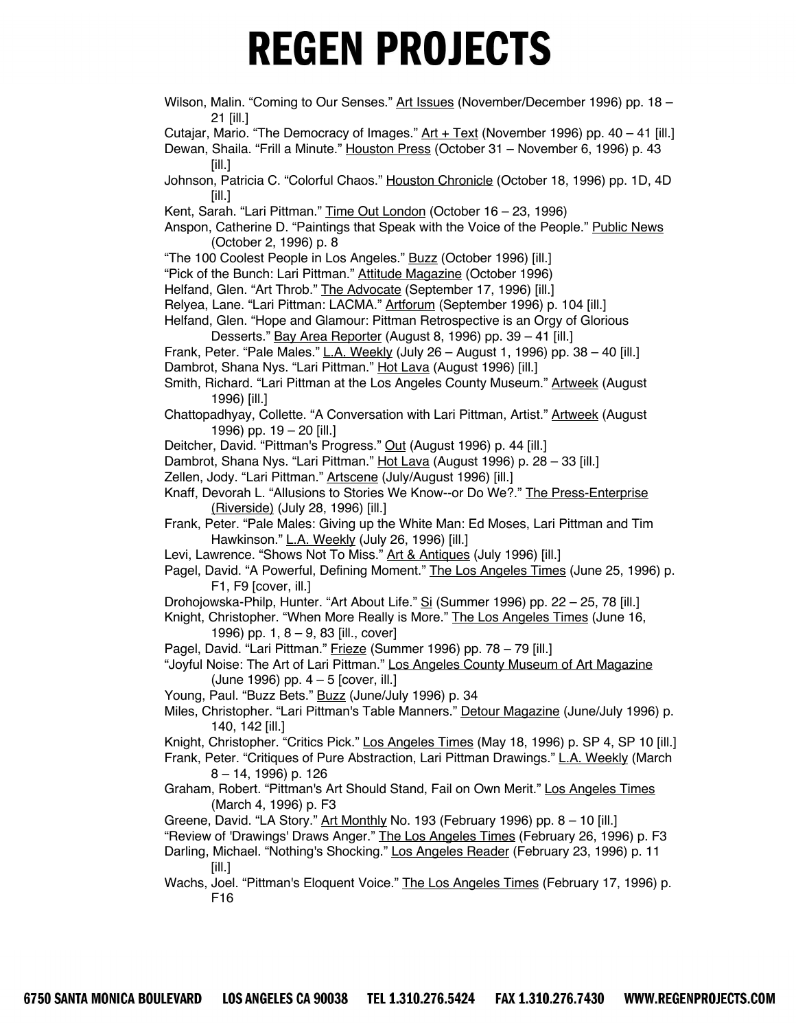Wilson, Malin. “Coming to Our Senses.” Art Issues (November/December 1996) pp. 18 – 21 [ill.]

Cutajar, Mario. “The Democracy of Images.” Art + Text (November 1996) pp. 40 – 41 [ill.]

Dewan, Shaila. “Frill a Minute.” Houston Press (October 31 – November 6, 1996) p. 43 [ill.]

Johnson, Patricia C. “Colorful Chaos.” Houston Chronicle (October 18, 1996) pp. 1D, 4D [ill.]

Kent, Sarah. “Lari Pittman.” Time Out London (October 16 – 23, 1996)

Anspon, Catherine D. “Paintings that Speak with the Voice of the People.” Public News (October 2, 1996) p. 8

“The 100 Coolest People in Los Angeles.” Buzz (October 1996) [ill.]

“Pick of the Bunch: Lari Pittman.” Attitude Magazine (October 1996)

Helfand, Glen. “Art Throb.” The Advocate (September 17, 1996) [ill.]

Relyea, Lane. “Lari Pittman: LACMA.” Artforum (September 1996) p. 104 [ill.]

Helfand, Glen. “Hope and Glamour: Pittman Retrospective is an Orgy of Glorious Desserts.” Bay Area Reporter (August 8, 1996) pp. 39 – 41 [ill.]

Frank, Peter. “Pale Males.” L.A. Weekly (July 26 – August 1, 1996) pp. 38 – 40 [ill.]

Dambrot, Shana Nys. “Lari Pittman.” Hot Lava (August 1996) [ill.]

Smith, Richard. “Lari Pittman at the Los Angeles County Museum.” Artweek (August 1996) [ill.]

Chattopadhyay, Collette. “A Conversation with Lari Pittman, Artist.” Artweek (August 1996) pp. 19 – 20 [ill.]

Deitcher, David. “Pittman's Progress.” Out (August 1996) p. 44 [ill.]

Dambrot, Shana Nys. “Lari Pittman.” Hot Lava (August 1996) p. 28 – 33 [ill.]

Zellen, Jody. “Lari Pittman.” Artscene (July/August 1996) [ill.]

Knaff, Devorah L. “Allusions to Stories We Know--or Do We?.” The Press-Enterprise (Riverside) (July 28, 1996) [ill.]

Frank, Peter. “Pale Males: Giving up the White Man: Ed Moses, Lari Pittman and Tim Hawkinson.” L.A. Weekly (July 26, 1996) [ill.]

Levi, Lawrence. “Shows Not To Miss.” Art & Antiques (July 1996) [ill.]

Pagel, David. “A Powerful, Defining Moment.” The Los Angeles Times (June 25, 1996) p. F1, F9 [cover, ill.]

Drohojowska-Philp, Hunter. “Art About Life.” Si (Summer 1996) pp. 22 – 25, 78 [ill.]

Knight, Christopher. “When More Really is More.” The Los Angeles Times (June 16, 1996) pp. 1, 8 – 9, 83 [ill., cover]

Pagel, David. “Lari Pittman.” Frieze (Summer 1996) pp. 78 – 79 [ill.]

“Joyful Noise: The Art of Lari Pittman.” Los Angeles County Museum of Art Magazine (June 1996) pp. 4 – 5 [cover, ill.]

Young, Paul. “Buzz Bets.” Buzz (June/July 1996) p. 34

Miles, Christopher. “Lari Pittman's Table Manners.” Detour Magazine (June/July 1996) p. 140, 142 [ill.]

Knight, Christopher. “Critics Pick.” Los Angeles Times (May 18, 1996) p. SP 4, SP 10 [ill.]

Frank, Peter. “Critiques of Pure Abstraction, Lari Pittman Drawings.” L.A. Weekly (March 8 – 14, 1996) p. 126

Graham, Robert. “Pittman's Art Should Stand, Fail on Own Merit.” Los Angeles Times (March 4, 1996) p. F3

Greene, David. “LA Story.” Art Monthly No. 193 (February 1996) pp. 8 – 10 [ill.]

“Review of 'Drawings' Draws Anger.” The Los Angeles Times (February 26, 1996) p. F3

Darling, Michael. “Nothing's Shocking.” Los Angeles Reader (February 23, 1996) p. 11 [ill.]

Wachs, Joel. “Pittman's Eloquent Voice.” The Los Angeles Times (February 17, 1996) p. F16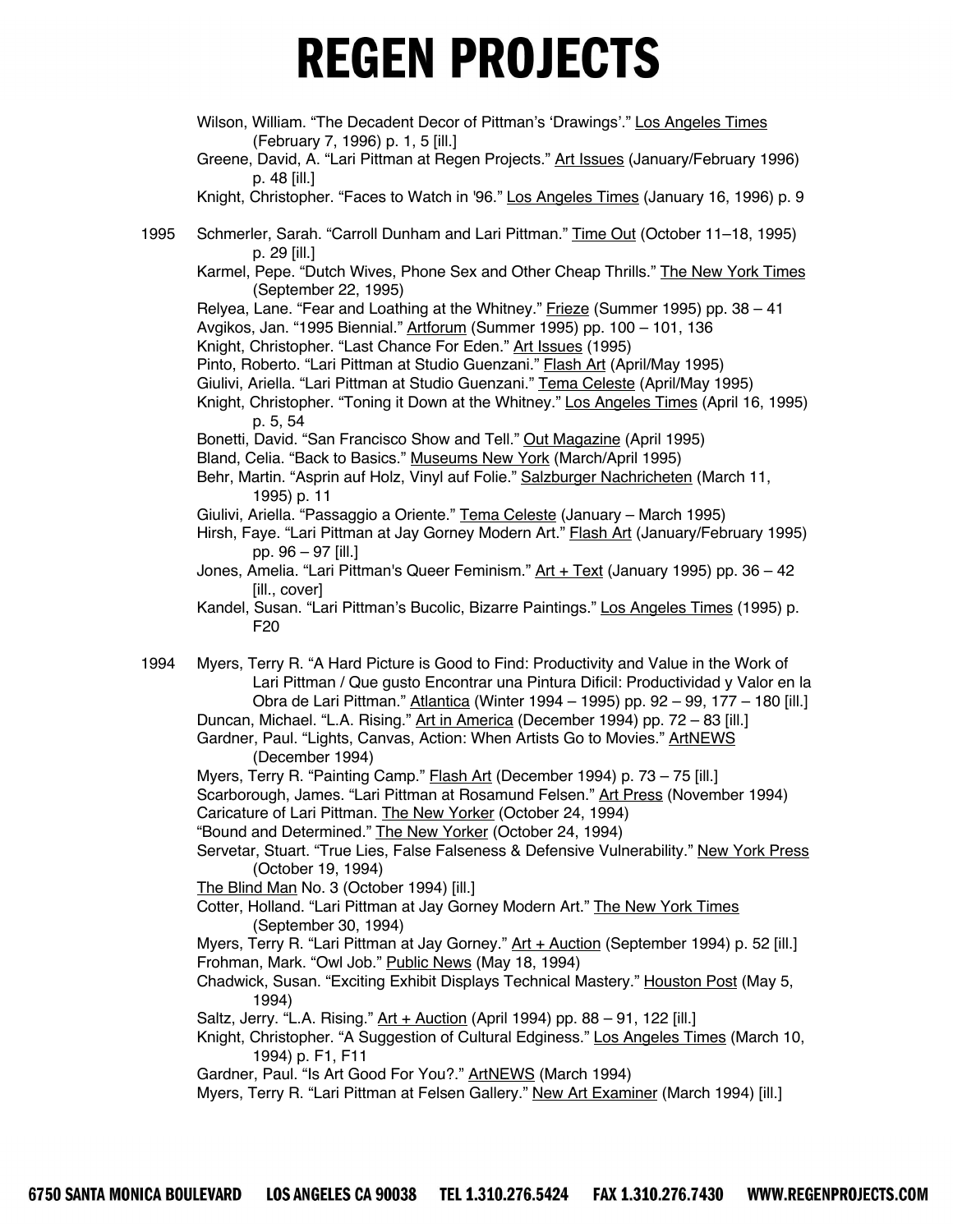Wilson, William. "The Decadent Decor of Pittman's 'Drawings'." Los Angeles Times (February 7, 1996) p. 1, 5 [ill.]

Greene, David, A. "Lari Pittman at Regen Projects." Art Issues (January/February 1996) p. 48 [ill.]

Knight, Christopher. "Faces to Watch in '96." Los Angeles Times (January 16, 1996) p. 9

1995 Schmerler, Sarah. "Carroll Dunham and Lari Pittman." Time Out (October 11–18, 1995) p. 29 [ill.]

Karmel, Pepe. "Dutch Wives, Phone Sex and Other Cheap Thrills." The New York Times (September 22, 1995)

Relyea, Lane. "Fear and Loathing at the Whitney." Frieze (Summer 1995) pp. 38 – 41

Avgikos, Jan. "1995 Biennial." Artforum (Summer 1995) pp. 100 – 101, 136

Knight, Christopher. "Last Chance For Eden." Art Issues (1995)

Pinto, Roberto. "Lari Pittman at Studio Guenzani." Flash Art (April/May 1995)

Giulivi, Ariella. "Lari Pittman at Studio Guenzani." Tema Celeste (April/May 1995)

Knight, Christopher. "Toning it Down at the Whitney." Los Angeles Times (April 16, 1995) p. 5, 54

Bonetti, David. "San Francisco Show and Tell." Out Magazine (April 1995)

Bland, Celia. "Back to Basics." Museums New York (March/April 1995)

Behr, Martin. "Asprin auf Holz, Vinyl auf Folie." Salzburger Nachricheten (March 11, 1995) p. 11

Giulivi, Ariella. "Passaggio a Oriente." Tema Celeste (January – March 1995)

Hirsh, Faye. "Lari Pittman at Jay Gorney Modern Art." Flash Art (January/February 1995) pp. 96 – 97 [ill.]

Jones, Amelia. "Lari Pittman's Queer Feminism." Art + Text (January 1995) pp. 36 – 42 [ill., cover]

Kandel, Susan. "Lari Pittman's Bucolic, Bizarre Paintings." Los Angeles Times (1995) p. F20

1994 Myers, Terry R. "A Hard Picture is Good to Find: Productivity and Value in the Work of Lari Pittman / Que gusto Encontrar una Pintura Dificil: Productividad y Valor en la Obra de Lari Pittman." Atlantica (Winter 1994 – 1995) pp. 92 – 99, 177 – 180 [ill.]

Duncan, Michael. "L.A. Rising." Art in America (December 1994) pp. 72 – 83 [ill.]

Gardner, Paul. "Lights, Canvas, Action: When Artists Go to Movies." ArtNEWS (December 1994)

Myers, Terry R. "Painting Camp." Flash Art (December 1994) p. 73 – 75 [ill.]

Scarborough, James. "Lari Pittman at Rosamund Felsen." Art Press (November 1994)

Caricature of Lari Pittman. The New Yorker (October 24, 1994)

"Bound and Determined." The New Yorker (October 24, 1994)

Servetar, Stuart. "True Lies, False Falseness & Defensive Vulnerability." New York Press (October 19, 1994)

The Blind Man No. 3 (October 1994) [ill.]

Cotter, Holland. "Lari Pittman at Jay Gorney Modern Art." The New York Times (September 30, 1994)

Myers, Terry R. "Lari Pittman at Jay Gorney." Art + Auction (September 1994) p. 52 [ill.]

Frohman, Mark. "Owl Job." Public News (May 18, 1994)

Chadwick, Susan. "Exciting Exhibit Displays Technical Mastery." Houston Post (May 5, 1994)

Saltz, Jerry. "L.A. Rising." Art + Auction (April 1994) pp. 88 – 91, 122 [ill.]

Knight, Christopher. "A Suggestion of Cultural Edginess." Los Angeles Times (March 10, 1994) p. F1, F11

Gardner, Paul. "Is Art Good For You?." ArtNEWS (March 1994)

Myers, Terry R. "Lari Pittman at Felsen Gallery." New Art Examiner (March 1994) [ill.]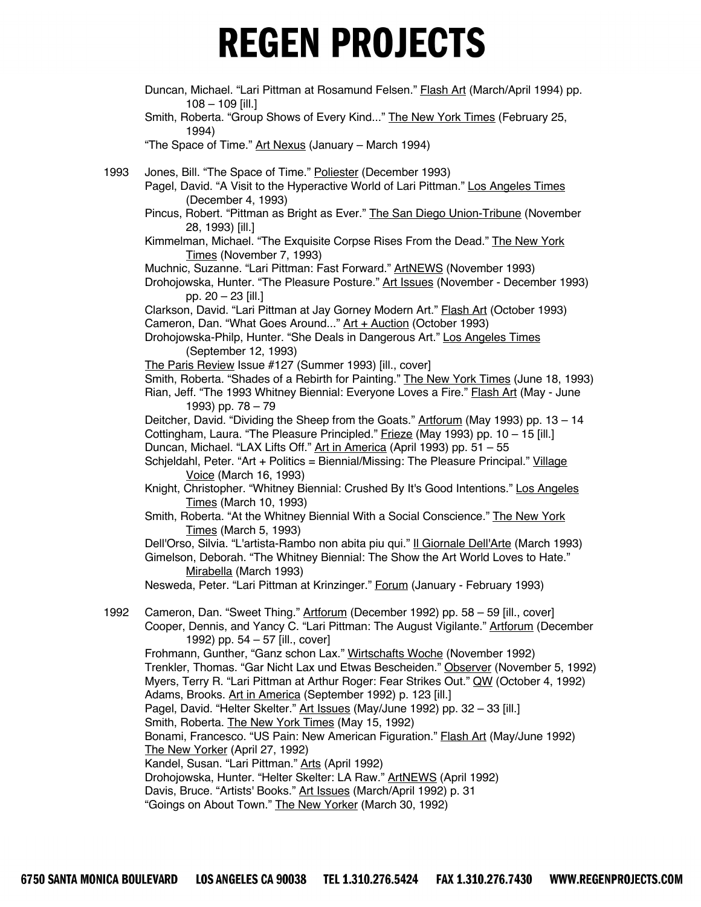Duncan, Michael. “Lari Pittman at Rosamund Felsen.” Flash Art (March/April 1994) pp. 108 – 109 [ill.]

Smith, Roberta. “Group Shows of Every Kind...” The New York Times (February 25, 1994)

“The Space of Time.” Art Nexus (January – March 1994)

1993 Jones, Bill. “The Space of Time.” Poliester (December 1993)

Pagel, David. “A Visit to the Hyperactive World of Lari Pittman.” Los Angeles Times (December 4, 1993)

Pincus, Robert. “Pittman as Bright as Ever.” The San Diego Union-Tribune (November 28, 1993) [ill.]

Kimmelman, Michael. “The Exquisite Corpse Rises From the Dead.” The New York Times (November 7, 1993)

Muchnic, Suzanne. “Lari Pittman: Fast Forward.” ArtNEWS (November 1993)

Drohojowska, Hunter. “The Pleasure Posture.” Art Issues (November - December 1993) pp. 20 – 23 [ill.]

Clarkson, David. “Lari Pittman at Jay Gorney Modern Art.” Flash Art (October 1993)

Cameron, Dan. “What Goes Around...” Art + Auction (October 1993)

Drohojowska-Philp, Hunter. “She Deals in Dangerous Art.” Los Angeles Times (September 12, 1993)

The Paris Review Issue #127 (Summer 1993) [ill., cover]

Smith, Roberta. “Shades of a Rebirth for Painting.” The New York Times (June 18, 1993)

Rian, Jeff. “The 1993 Whitney Biennial: Everyone Loves a Fire.” Flash Art (May - June 1993) pp. 78 – 79

Deitcher, David. “Dividing the Sheep from the Goats.” Artforum (May 1993) pp. 13 – 14

Cottingham, Laura. “The Pleasure Principled.” Frieze (May 1993) pp. 10 – 15 [ill.]

Duncan, Michael. “LAX Lifts Off.” Art in America (April 1993) pp. 51 – 55

Schjeldahl, Peter. “Art + Politics = Biennial/Missing: The Pleasure Principal.” Village Voice (March 16, 1993)

Knight, Christopher. “Whitney Biennial: Crushed By It's Good Intentions.” Los Angeles Times (March 10, 1993)

Smith, Roberta. “At the Whitney Biennial With a Social Conscience.” The New York Times (March 5, 1993)

Dell'Orso, Silvia. “L'artista-Rambo non abita piu qui.” Il Giornale Dell'Arte (March 1993)

Gimelson, Deborah. “The Whitney Biennial: The Show the Art World Loves to Hate.” Mirabella (March 1993)

Nesweda, Peter. “Lari Pittman at Krinzinger.” Forum (January - February 1993)

1992 Cameron, Dan. “Sweet Thing.” Artforum (December 1992) pp. 58 – 59 [ill., cover]

Cooper, Dennis, and Yancy C. “Lari Pittman: The August Vigilante.” Artforum (December 1992) pp. 54 – 57 [ill., cover]

Frohmann, Gunther, “Ganz schon Lax.” Wirtschafts Woche (November 1992)

Trenkler, Thomas. “Gar Nicht Lax und Etwas Bescheiden.” Observer (November 5, 1992)

Myers, Terry R. “Lari Pittman at Arthur Roger: Fear Strikes Out.” QW (October 4, 1992)

Adams, Brooks. Art in America (September 1992) p. 123 [ill.]

Pagel, David. “Helter Skelter.” Art Issues (May/June 1992) pp. 32 – 33 [ill.]

Smith, Roberta. The New York Times (May 15, 1992)

Bonami, Francesco. “US Pain: New American Figuration.” Flash Art (May/June 1992)

The New Yorker (April 27, 1992)

Kandel, Susan. “Lari Pittman.” Arts (April 1992)

Drohojowska, Hunter. “Helter Skelter: LA Raw.” ArtNEWS (April 1992)

Davis, Bruce. “Artists' Books.” Art Issues (March/April 1992) p. 31

“Goings on About Town.” The New Yorker (March 30, 1992)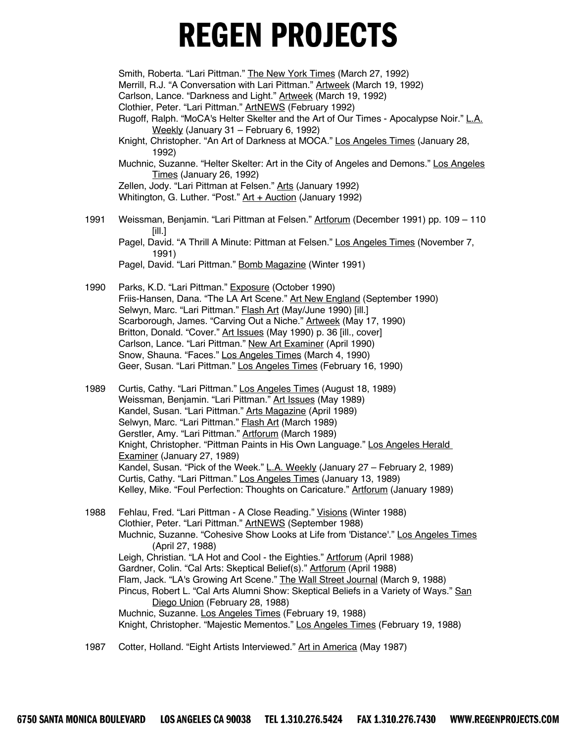Smith, Roberta. "Lari Pittman." The New York Times (March 27, 1992)
Merrill, R.J. "A Conversation with Lari Pittman." Artweek (March 19, 1992)
Carlson, Lance. "Darkness and Light." Artweek (March 19, 1992)
Clothier, Peter. "Lari Pittman." ArtNEWS (February 1992)
Rugoff, Ralph. "MoCA's Helter Skelter and the Art of Our Times - Apocalypse Noir." L.A. Weekly (January 31 – February 6, 1992)
Knight, Christopher. "An Art of Darkness at MOCA." Los Angeles Times (January 28, 1992)
Muchnic, Suzanne. "Helter Skelter: Art in the City of Angeles and Demons." Los Angeles Times (January 26, 1992)
Zellen, Jody. "Lari Pittman at Felsen." Arts (January 1992)
Whitington, G. Luther. "Post." Art + Auction (January 1992)

1991 Weissman, Benjamin. "Lari Pittman at Felsen." Artforum (December 1991) pp. 109 – 110 [ill.]
Pagel, David. "A Thrill A Minute: Pittman at Felsen." Los Angeles Times (November 7, 1991)
Pagel, David. "Lari Pittman." Bomb Magazine (Winter 1991)

1990 Parks, K.D. "Lari Pittman." Exposure (October 1990)
Friis-Hansen, Dana. "The LA Art Scene." Art New England (September 1990)
Selwyn, Marc. "Lari Pittman." Flash Art (May/June 1990) [ill.]
Scarborough, James. "Carving Out a Niche." Artweek (May 17, 1990)
Britton, Donald. "Cover." Art Issues (May 1990) p. 36 [ill., cover]
Carlson, Lance. "Lari Pittman." New Art Examiner (April 1990)
Snow, Shauna. "Faces." Los Angeles Times (March 4, 1990)
Geer, Susan. "Lari Pittman." Los Angeles Times (February 16, 1990)

1989 Curtis, Cathy. "Lari Pittman." Los Angeles Times (August 18, 1989)
Weissman, Benjamin. "Lari Pittman." Art Issues (May 1989)
Kandel, Susan. "Lari Pittman." Arts Magazine (April 1989)
Selwyn, Marc. "Lari Pittman." Flash Art (March 1989)
Gerstler, Amy. "Lari Pittman." Artforum (March 1989)
Knight, Christopher. "Pittman Paints in His Own Language." Los Angeles Herald Examiner (January 27, 1989)
Kandel, Susan. "Pick of the Week." L.A. Weekly (January 27 – February 2, 1989)
Curtis, Cathy. "Lari Pittman." Los Angeles Times (January 13, 1989)
Kelley, Mike. "Foul Perfection: Thoughts on Caricature." Artforum (January 1989)

1988 Fehlau, Fred. "Lari Pittman - A Close Reading." Visions (Winter 1988)
Clothier, Peter. "Lari Pittman." ArtNEWS (September 1988)
Muchnic, Suzanne. "Cohesive Show Looks at Life from 'Distance'." Los Angeles Times (April 27, 1988)
Leigh, Christian. "LA Hot and Cool - the Eighties." Artforum (April 1988)
Gardner, Colin. "Cal Arts: Skeptical Belief(s)." Artforum (April 1988)
Flam, Jack. "LA's Growing Art Scene." The Wall Street Journal (March 9, 1988)
Pincus, Robert L. "Cal Arts Alumni Show: Skeptical Beliefs in a Variety of Ways." San Diego Union (February 28, 1988)
Muchnic, Suzanne. Los Angeles Times (February 19, 1988)
Knight, Christopher. "Majestic Mementos." Los Angeles Times (February 19, 1988)

1987 Cotter, Holland. "Eight Artists Interviewed." Art in America (May 1987)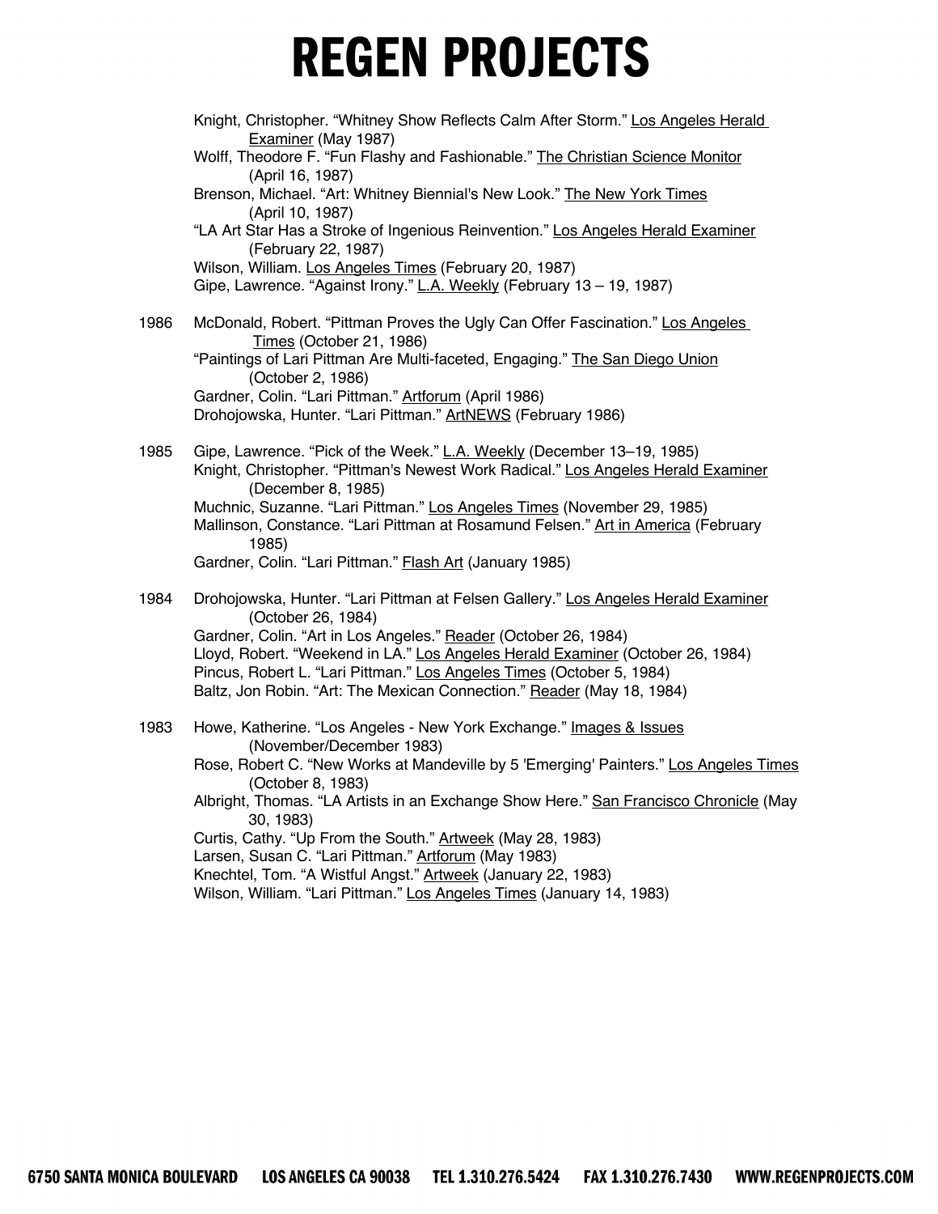Knight, Christopher. "Whitney Show Reflects Calm After Storm." Los Angeles Herald Examiner (May 1987)
Wolff, Theodore F. "Fun Flashy and Fashionable." The Christian Science Monitor (April 16, 1987)
Brenson, Michael. "Art: Whitney Biennial's New Look." The New York Times (April 10, 1987)
"LA Art Star Has a Stroke of Ingenious Reinvention." Los Angeles Herald Examiner (February 22, 1987)
Wilson, William. Los Angeles Times (February 20, 1987)
Gipe, Lawrence. "Against Irony." L.A. Weekly (February 13 – 19, 1987)

1986 McDonald, Robert. "Pittman Proves the Ugly Can Offer Fascination." Los Angeles Times (October 21, 1986)
"Paintings of Lari Pittman Are Multi-faceted, Engaging." The San Diego Union (October 2, 1986)
Gardner, Colin. "Lari Pittman." Artforum (April 1986)
Drohojowska, Hunter. "Lari Pittman." ArtNEWS (February 1986)

1985 Gipe, Lawrence. "Pick of the Week." L.A. Weekly (December 13–19, 1985)
Knight, Christopher. "Pittman's Newest Work Radical." Los Angeles Herald Examiner (December 8, 1985)
Muchnic, Suzanne. "Lari Pittman." Los Angeles Times (November 29, 1985)
Mallinson, Constance. "Lari Pittman at Rosamund Felsen." Art in America (February 1985)
Gardner, Colin. "Lari Pittman." Flash Art (January 1985)

1984 Drohojowska, Hunter. "Lari Pittman at Felsen Gallery." Los Angeles Herald Examiner (October 26, 1984)
Gardner, Colin. "Art in Los Angeles." Reader (October 26, 1984)
Lloyd, Robert. "Weekend in LA." Los Angeles Herald Examiner (October 26, 1984)
Pincus, Robert L. "Lari Pittman." Los Angeles Times (October 5, 1984)
Baltz, Jon Robin. "Art: The Mexican Connection." Reader (May 18, 1984)

1983 Howe, Katherine. "Los Angeles - New York Exchange." Images & Issues (November/December 1983)
Rose, Robert C. "New Works at Mandeville by 5 'Emerging' Painters." Los Angeles Times (October 8, 1983)
Albright, Thomas. "LA Artists in an Exchange Show Here." San Francisco Chronicle (May 30, 1983)
Curtis, Cathy. "Up From the South." Artweek (May 28, 1983)
Larsen, Susan C. "Lari Pittman." Artforum (May 1983)
Knechtel, Tom. "A Wistful Angst." Artweek (January 22, 1983)
Wilson, William. "Lari Pittman." Los Angeles Times (January 14, 1983)